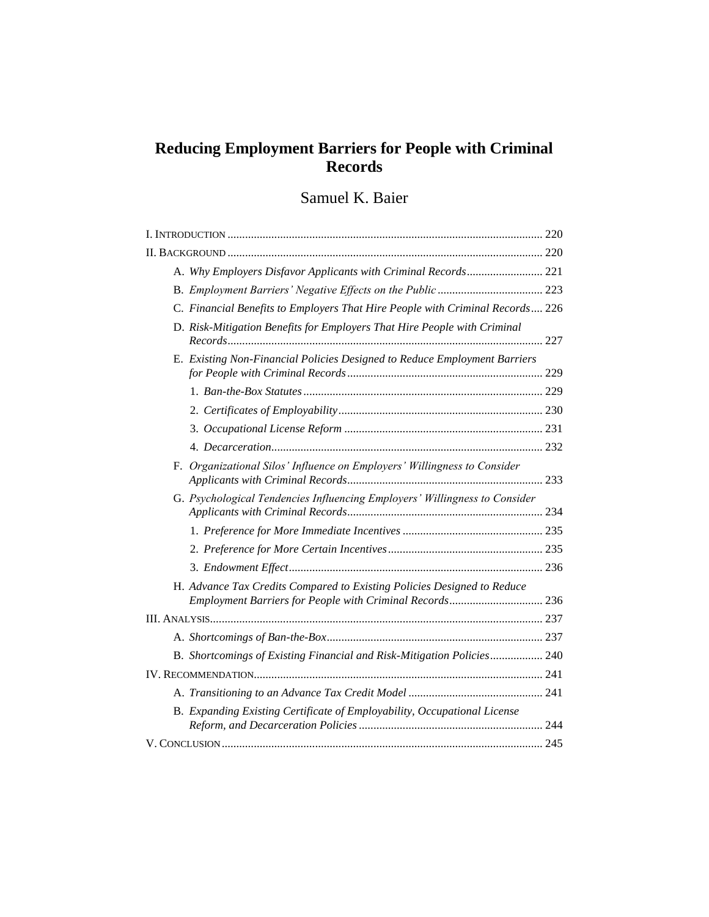# Reducing Employment Barriers for People with Criminal Records

Samuel K. Baier

I. Introduction .......... 220

II. Background .......... 220

- A. *Why Employers Disfavor Applicants with Criminal Records* .......... 221
- B. *Employment Barriers' Negative Effects on the Public* .......... 223
- C. *Financial Benefits to Employers That Hire People with Criminal Records* .......... 226
- D. *Risk-Mitigation Benefits for Employers That Hire People with Criminal Records* .......... 227
- E. *Existing Non-Financial Policies Designed to Reduce Employment Barriers for People with Criminal Records* .......... 229
  - 1. *Ban-the-Box Statutes* .......... 229
  - 2. *Certificates of Employability* .......... 230
  - 3. *Occupational License Reform* .......... 231
  - 4. *Decarceration* .......... 232
- F. *Organizational Silos' Influence on Employers' Willingness to Consider Applicants with Criminal Records* .......... 233
- G. *Psychological Tendencies Influencing Employers' Willingness to Consider Applicants with Criminal Records* .......... 234
  - 1. *Preference for More Immediate Incentives* .......... 235
  - 2. *Preference for More Certain Incentives* .......... 235
  - 3. *Endowment Effect* .......... 236
- H. *Advance Tax Credits Compared to Existing Policies Designed to Reduce Employment Barriers for People with Criminal Records* .......... 236

III. Analysis .......... 237

- A. *Shortcomings of Ban-the-Box* .......... 237
- B. *Shortcomings of Existing Financial and Risk-Mitigation Policies* .......... 240

IV. Recommendation .......... 241

- A. *Transitioning to an Advance Tax Credit Model* .......... 241
- B. *Expanding Existing Certificate of Employability, Occupational License Reform, and Decarceration Policies* .......... 244

V. Conclusion .......... 245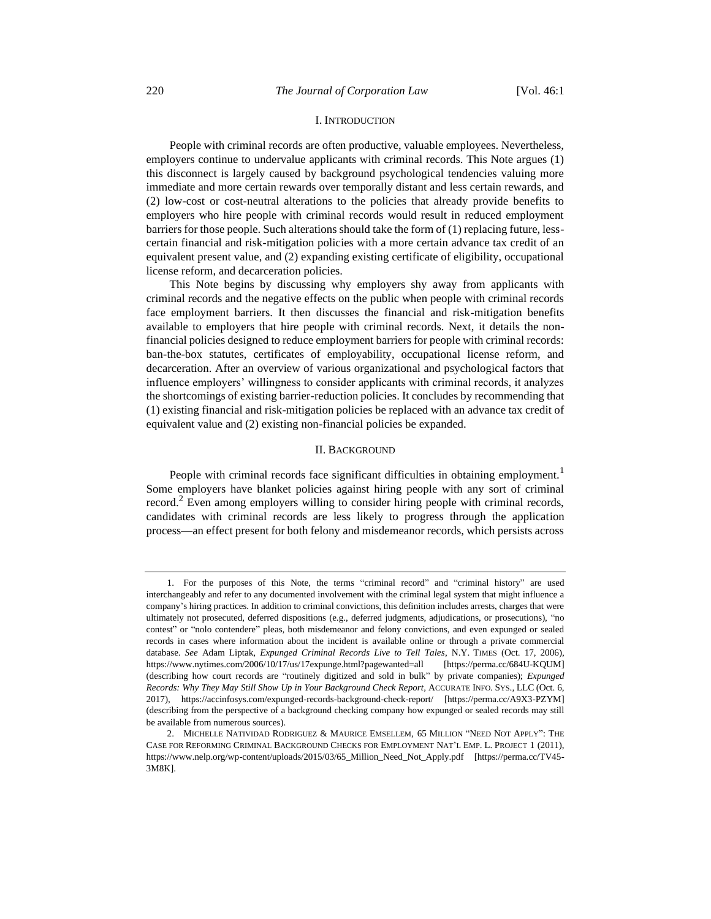## I. INTRODUCTION

People with criminal records are often productive, valuable employees. Nevertheless, employers continue to undervalue applicants with criminal records. This Note argues (1) this disconnect is largely caused by background psychological tendencies valuing more immediate and more certain rewards over temporally distant and less certain rewards, and (2) low-cost or cost-neutral alterations to the policies that already provide benefits to employers who hire people with criminal records would result in reduced employment barriers for those people. Such alterations should take the form of (1) replacing future, less-certain financial and risk-mitigation policies with a more certain advance tax credit of an equivalent present value, and (2) expanding existing certificate of eligibility, occupational license reform, and decarceration policies.

This Note begins by discussing why employers shy away from applicants with criminal records and the negative effects on the public when people with criminal records face employment barriers. It then discusses the financial and risk-mitigation benefits available to employers that hire people with criminal records. Next, it details the non-financial policies designed to reduce employment barriers for people with criminal records: ban-the-box statutes, certificates of employability, occupational license reform, and decarceration. After an overview of various organizational and psychological factors that influence employers' willingness to consider applicants with criminal records, it analyzes the shortcomings of existing barrier-reduction policies. It concludes by recommending that (1) existing financial and risk-mitigation policies be replaced with an advance tax credit of equivalent value and (2) existing non-financial policies be expanded.

## II. BACKGROUND

People with criminal records face significant difficulties in obtaining employment.[1] Some employers have blanket policies against hiring people with any sort of criminal record.[2] Even among employers willing to consider hiring people with criminal records, candidates with criminal records are less likely to progress through the application process—an effect present for both felony and misdemeanor records, which persists across

---

1. For the purposes of this Note, the terms "criminal record" and "criminal history" are used interchangeably and refer to any documented involvement with the criminal legal system that might influence a company's hiring practices. In addition to criminal convictions, this definition includes arrests, charges that were ultimately not prosecuted, deferred dispositions (e.g., deferred judgments, adjudications, or prosecutions), "no contest" or "nolo contendere" pleas, both misdemeanor and felony convictions, and even expunged or sealed records in cases where information about the incident is available online or through a private commercial database. *See* Adam Liptak, *Expunged Criminal Records Live to Tell Tales*, N.Y. TIMES (Oct. 17, 2006), https://www.nytimes.com/2006/10/17/us/17expunge.html?pagewanted=all [https://perma.cc/684U-KQUM] (describing how court records are "routinely digitized and sold in bulk" by private companies); *Expunged Records: Why They May Still Show Up in Your Background Check Report*, ACCURATE INFO. SYS., LLC (Oct. 6, 2017), https://accinfosys.com/expunged-records-background-check-report/ [https://perma.cc/A9X3-PZYM] (describing from the perspective of a background checking company how expunged or sealed records may still be available from numerous sources).

2. MICHELLE NATIVIDAD RODRIGUEZ & MAURICE EMSELLEM, 65 MILLION "NEED NOT APPLY": THE CASE FOR REFORMING CRIMINAL BACKGROUND CHECKS FOR EMPLOYMENT NAT'L EMP. L. PROJECT 1 (2011), https://www.nelp.org/wp-content/uploads/2015/03/65_Million_Need_Not_Apply.pdf [https://perma.cc/TV45-3M8K].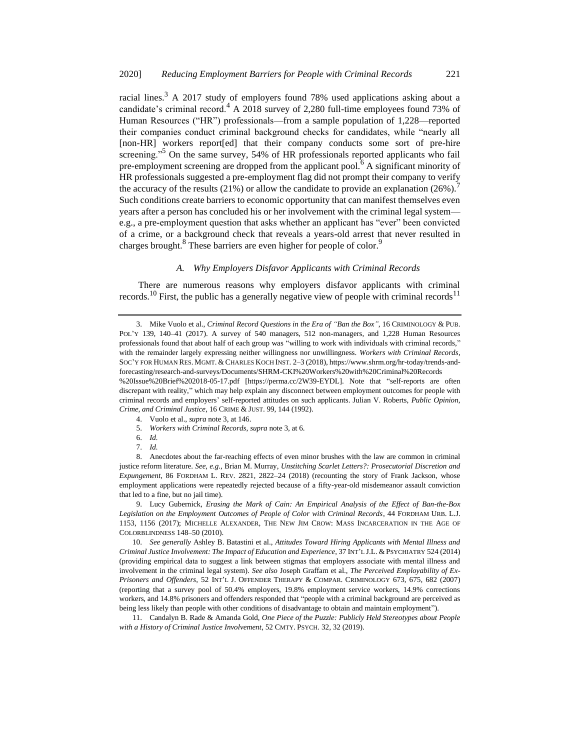racial lines.[3] A 2017 study of employers found 78% used applications asking about a candidate's criminal record.[4] A 2018 survey of 2,280 full-time employees found 73% of Human Resources ("HR") professionals—from a sample population of 1,228—reported their companies conduct criminal background checks for candidates, while "nearly all [non-HR] workers report[ed] that their company conducts some sort of pre-hire screening."[5] On the same survey, 54% of HR professionals reported applicants who fail pre-employment screening are dropped from the applicant pool.[6] A significant minority of HR professionals suggested a pre-employment flag did not prompt their company to verify the accuracy of the results (21%) or allow the candidate to provide an explanation (26%).[7] Such conditions create barriers to economic opportunity that can manifest themselves even years after a person has concluded his or her involvement with the criminal legal system—e.g., a pre-employment question that asks whether an applicant has "ever" been convicted of a crime, or a background check that reveals a years-old arrest that never resulted in charges brought.[8] These barriers are even higher for people of color.[9]

### *A. Why Employers Disfavor Applicants with Criminal Records*

There are numerous reasons why employers disfavor applicants with criminal records.[10] First, the public has a generally negative view of people with criminal records[11]

---

3. Mike Vuolo et al., *Criminal Record Questions in the Era of "Ban the Box"*, 16 CRIMINOLOGY & PUB. POL'Y 139, 140–41 (2017). A survey of 540 managers, 512 non-managers, and 1,228 Human Resources professionals found that about half of each group was "willing to work with individuals with criminal records," with the remainder largely expressing neither willingness nor unwillingness. *Workers with Criminal Records*, SOC'Y FOR HUMAN RES. MGMT. & CHARLES KOCH INST. 2–3 (2018), https://www.shrm.org/hr-today/trends-and-forecasting/research-and-surveys/Documents/SHRM-CKI%20Workers%20with%20Criminal%20Records%20Issue%20Brief%202018-05-17.pdf [https://perma.cc/2W39-EYDL]. Note that "self-reports are often discrepant with reality," which may help explain any disconnect between employment outcomes for people with criminal records and employers' self-reported attitudes on such applicants. Julian V. Roberts, *Public Opinion, Crime, and Criminal Justice*, 16 CRIME & JUST. 99, 144 (1992).

4. Vuolo et al., *supra* note 3, at 146.

5. *Workers with Criminal Records*, *supra* note 3, at 6.

6. *Id.*

7. *Id.*

8. Anecdotes about the far-reaching effects of even minor brushes with the law are common in criminal justice reform literature. *See, e.g.*, Brian M. Murray, *Unstitching Scarlet Letters?: Prosecutorial Discretion and Expungement*, 86 FORDHAM L. REV. 2821, 2822–24 (2018) (recounting the story of Frank Jackson, whose employment applications were repeatedly rejected because of a fifty-year-old misdemeanor assault conviction that led to a fine, but no jail time).

9. Lucy Gubernick, *Erasing the Mark of Cain: An Empirical Analysis of the Effect of Ban-the-Box Legislation on the Employment Outcomes of People of Color with Criminal Records*, 44 FORDHAM URB. L.J. 1153, 1156 (2017); MICHELLE ALEXANDER, THE NEW JIM CROW: MASS INCARCERATION IN THE AGE OF COLORBLINDNESS 148–50 (2010).

10. *See generally* Ashley B. Batastini et al., *Attitudes Toward Hiring Applicants with Mental Illness and Criminal Justice Involvement: The Impact of Education and Experience*, 37 INT'L J.L. & PSYCHIATRY 524 (2014) (providing empirical data to suggest a link between stigmas that employers associate with mental illness and involvement in the criminal legal system). *See also* Joseph Graffam et al., *The Perceived Employability of Ex-Prisoners and Offenders*, 52 INT'L J. OFFENDER THERAPY & COMPAR. CRIMINOLOGY 673, 675, 682 (2007) (reporting that a survey pool of 50.4% employers, 19.8% employment service workers, 14.9% corrections workers, and 14.8% prisoners and offenders responded that "people with a criminal background are perceived as being less likely than people with other conditions of disadvantage to obtain and maintain employment").

11. Candalyn B. Rade & Amanda Gold, *One Piece of the Puzzle: Publicly Held Stereotypes about People with a History of Criminal Justice Involvement*, 52 CMTY. PSYCH. 32, 32 (2019).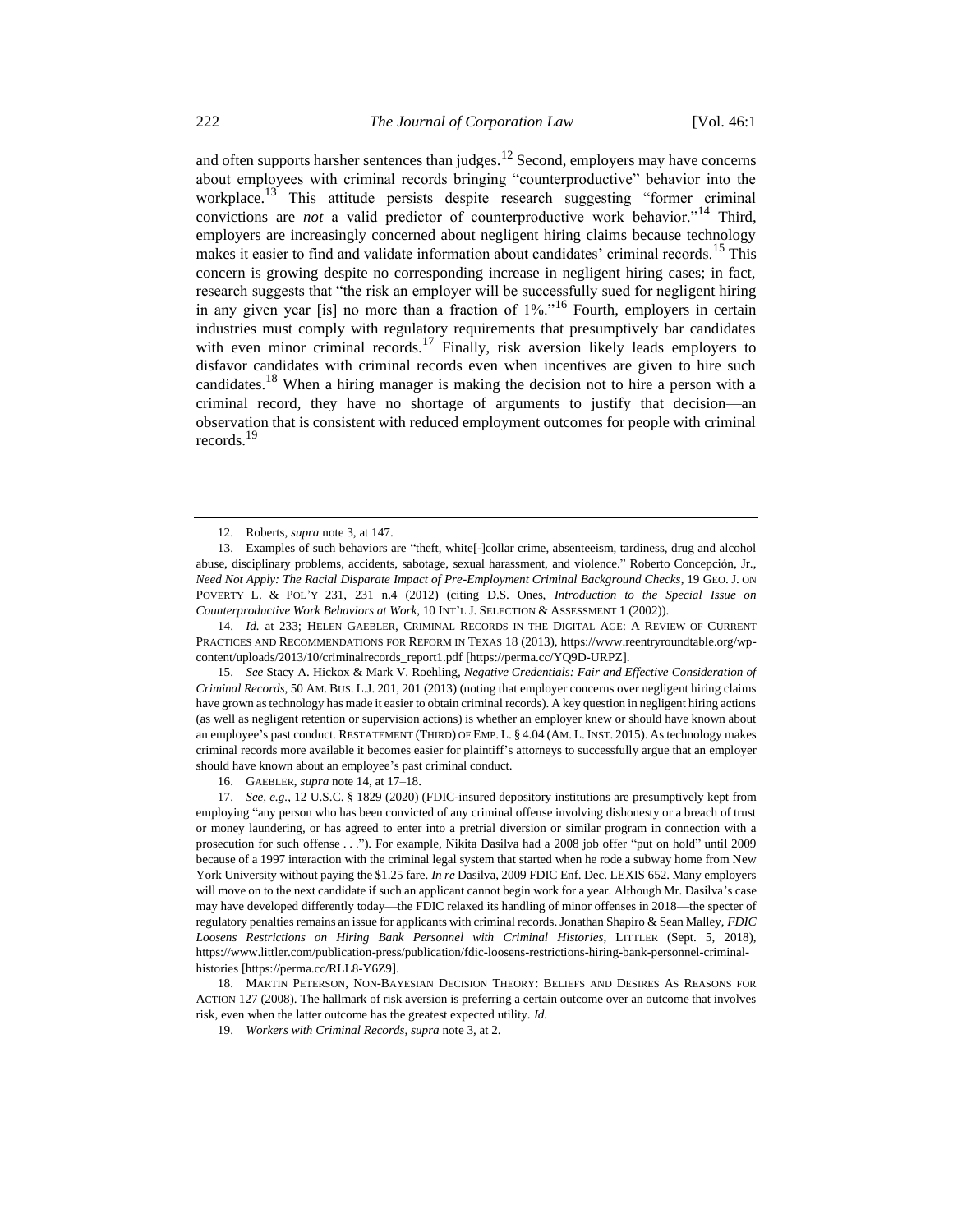and often supports harsher sentences than judges.[12] Second, employers may have concerns about employees with criminal records bringing "counterproductive" behavior into the workplace.[13] This attitude persists despite research suggesting "former criminal convictions are *not* a valid predictor of counterproductive work behavior."[14] Third, employers are increasingly concerned about negligent hiring claims because technology makes it easier to find and validate information about candidates' criminal records.[15] This concern is growing despite no corresponding increase in negligent hiring cases; in fact, research suggests that "the risk an employer will be successfully sued for negligent hiring in any given year [is] no more than a fraction of 1%."[16] Fourth, employers in certain industries must comply with regulatory requirements that presumptively bar candidates with even minor criminal records.[17] Finally, risk aversion likely leads employers to disfavor candidates with criminal records even when incentives are given to hire such candidates.[18] When a hiring manager is making the decision not to hire a person with a criminal record, they have no shortage of arguments to justify that decision—an observation that is consistent with reduced employment outcomes for people with criminal records.[19]

---

12. Roberts, *supra* note 3, at 147.

13. Examples of such behaviors are "theft, white[-]collar crime, absenteeism, tardiness, drug and alcohol abuse, disciplinary problems, accidents, sabotage, sexual harassment, and violence." Roberto Concepción, Jr., *Need Not Apply: The Racial Disparate Impact of Pre-Employment Criminal Background Checks*, 19 GEO. J. ON POVERTY L. & POL'Y 231, 231 n.4 (2012) (citing D.S. Ones, *Introduction to the Special Issue on Counterproductive Work Behaviors at Work*, 10 INT'L J. SELECTION & ASSESSMENT 1 (2002)).

14. *Id.* at 233; HELEN GAEBLER, CRIMINAL RECORDS IN THE DIGITAL AGE: A REVIEW OF CURRENT PRACTICES AND RECOMMENDATIONS FOR REFORM IN TEXAS 18 (2013), https://www.reentryroundtable.org/wp-content/uploads/2013/10/criminalrecords_report1.pdf [https://perma.cc/YQ9D-URPZ].

15. *See* Stacy A. Hickox & Mark V. Roehling, *Negative Credentials: Fair and Effective Consideration of Criminal Records*, 50 AM. BUS. L.J. 201, 201 (2013) (noting that employer concerns over negligent hiring claims have grown as technology has made it easier to obtain criminal records). A key question in negligent hiring actions (as well as negligent retention or supervision actions) is whether an employer knew or should have known about an employee's past conduct. RESTATEMENT (THIRD) OF EMP. L. § 4.04 (AM. L. INST. 2015). As technology makes criminal records more available it becomes easier for plaintiff's attorneys to successfully argue that an employer should have known about an employee's past criminal conduct.

16. GAEBLER, *supra* note 14, at 17–18.

17. *See, e.g.*, 12 U.S.C. § 1829 (2020) (FDIC-insured depository institutions are presumptively kept from employing "any person who has been convicted of any criminal offense involving dishonesty or a breach of trust or money laundering, or has agreed to enter into a pretrial diversion or similar program in connection with a prosecution for such offense . . ."). For example, Nikita Dasilva had a 2008 job offer "put on hold" until 2009 because of a 1997 interaction with the criminal legal system that started when he rode a subway home from New York University without paying the $1.25 fare. *In re* Dasilva, 2009 FDIC Enf. Dec. LEXIS 652. Many employers will move on to the next candidate if such an applicant cannot begin work for a year. Although Mr. Dasilva's case may have developed differently today—the FDIC relaxed its handling of minor offenses in 2018—the specter of regulatory penalties remains an issue for applicants with criminal records. Jonathan Shapiro & Sean Malley, *FDIC Loosens Restrictions on Hiring Bank Personnel with Criminal Histories*, LITTLER (Sept. 5, 2018), https://www.littler.com/publication-press/publication/fdic-loosens-restrictions-hiring-bank-personnel-criminal-histories [https://perma.cc/RLL8-Y6Z9].

18. MARTIN PETERSON, NON-BAYESIAN DECISION THEORY: BELIEFS AND DESIRES AS REASONS FOR ACTION 127 (2008). The hallmark of risk aversion is preferring a certain outcome over an outcome that involves risk, even when the latter outcome has the greatest expected utility. *Id.*

19. *Workers with Criminal Records*, *supra* note 3, at 2.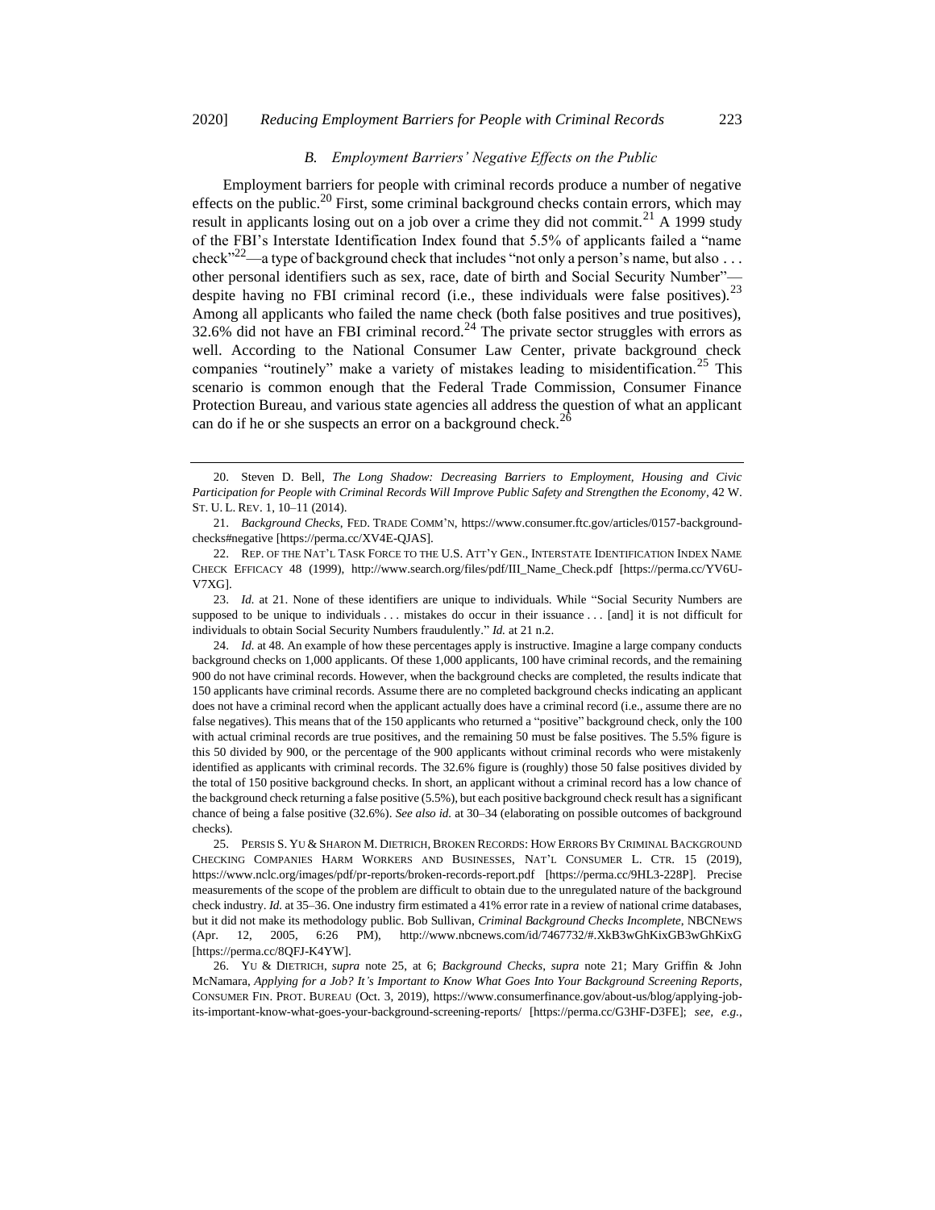### *B. Employment Barriers' Negative Effects on the Public*

Employment barriers for people with criminal records produce a number of negative effects on the public.[20] First, some criminal background checks contain errors, which may result in applicants losing out on a job over a crime they did not commit.[21] A 1999 study of the FBI's Interstate Identification Index found that 5.5% of applicants failed a "name check"[22]—a type of background check that includes "not only a person's name, but also . . . other personal identifiers such as sex, race, date of birth and Social Security Number"—despite having no FBI criminal record (i.e., these individuals were false positives).[23] Among all applicants who failed the name check (both false positives and true positives), 32.6% did not have an FBI criminal record.[24] The private sector struggles with errors as well. According to the National Consumer Law Center, private background check companies "routinely" make a variety of mistakes leading to misidentification.[25] This scenario is common enough that the Federal Trade Commission, Consumer Finance Protection Bureau, and various state agencies all address the question of what an applicant can do if he or she suspects an error on a background check.[26]

---

20. Steven D. Bell, *The Long Shadow: Decreasing Barriers to Employment, Housing and Civic Participation for People with Criminal Records Will Improve Public Safety and Strengthen the Economy*, 42 W. ST. U. L. REV. 1, 10–11 (2014).

21. *Background Checks*, FED. TRADE COMM'N, https://www.consumer.ftc.gov/articles/0157-background-checks#negative [https://perma.cc/XV4E-QJAS].

22. REP. OF THE NAT'L TASK FORCE TO THE U.S. ATT'Y GEN., INTERSTATE IDENTIFICATION INDEX NAME CHECK EFFICACY 48 (1999), http://www.search.org/files/pdf/III_Name_Check.pdf [https://perma.cc/YV6U-V7XG].

23. *Id.* at 21. None of these identifiers are unique to individuals. While "Social Security Numbers are supposed to be unique to individuals . . . mistakes do occur in their issuance . . . [and] it is not difficult for individuals to obtain Social Security Numbers fraudulently." *Id.* at 21 n.2.

24. *Id.* at 48. An example of how these percentages apply is instructive. Imagine a large company conducts background checks on 1,000 applicants. Of these 1,000 applicants, 100 have criminal records, and the remaining 900 do not have criminal records. However, when the background checks are completed, the results indicate that 150 applicants have criminal records. Assume there are no completed background checks indicating an applicant does not have a criminal record when the applicant actually does have a criminal record (i.e., assume there are no false negatives). This means that of the 150 applicants who returned a "positive" background check, only the 100 with actual criminal records are true positives, and the remaining 50 must be false positives. The 5.5% figure is this 50 divided by 900, or the percentage of the 900 applicants without criminal records who were mistakenly identified as applicants with criminal records. The 32.6% figure is (roughly) those 50 false positives divided by the total of 150 positive background checks. In short, an applicant without a criminal record has a low chance of the background check returning a false positive (5.5%), but each positive background check result has a significant chance of being a false positive (32.6%). *See also id.* at 30–34 (elaborating on possible outcomes of background checks).

25. PERSIS S. YU & SHARON M. DIETRICH, BROKEN RECORDS: HOW ERRORS BY CRIMINAL BACKGROUND CHECKING COMPANIES HARM WORKERS AND BUSINESSES, NAT'L CONSUMER L. CTR. 15 (2019), https://www.nclc.org/images/pdf/pr-reports/broken-records-report.pdf [https://perma.cc/9HL3-228P]. Precise measurements of the scope of the problem are difficult to obtain due to the unregulated nature of the background check industry. *Id.* at 35–36. One industry firm estimated a 41% error rate in a review of national crime databases, but it did not make its methodology public. Bob Sullivan, *Criminal Background Checks Incomplete*, NBCNEWS (Apr. 12, 2005, 6:26 PM), http://www.nbcnews.com/id/7467732/#.XkB3wGhKixGB3wGhKixG [https://perma.cc/8QFJ-K4YW].

26. YU & DIETRICH, *supra* note 25, at 6; *Background Checks*, *supra* note 21; Mary Griffin & John McNamara, *Applying for a Job? It's Important to Know What Goes Into Your Background Screening Reports*, CONSUMER FIN. PROT. BUREAU (Oct. 3, 2019), https://www.consumerfinance.gov/about-us/blog/applying-job-its-important-know-what-goes-your-background-screening-reports/ [https://perma.cc/G3HF-D3FE]; *see, e.g.*,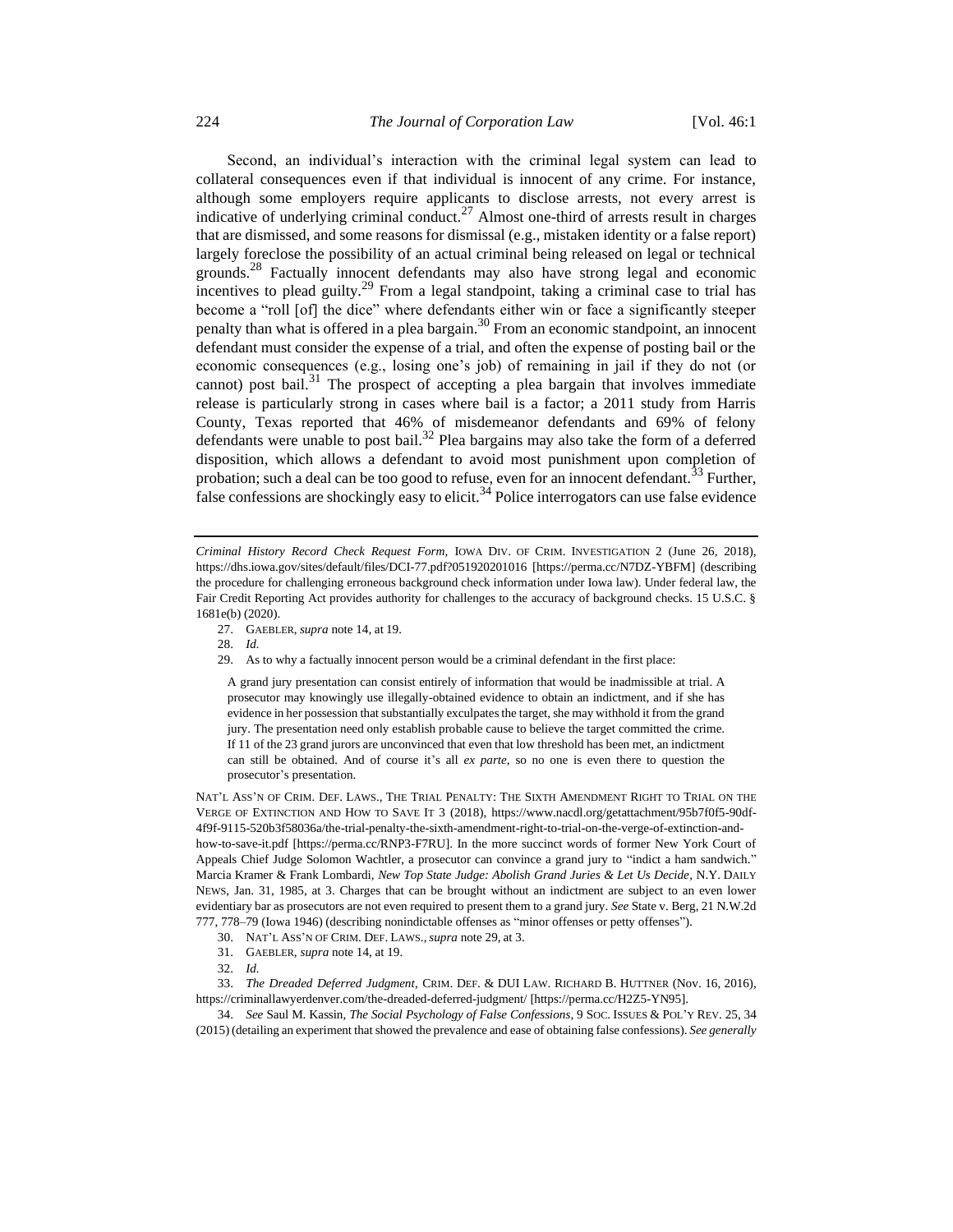Second, an individual's interaction with the criminal legal system can lead to collateral consequences even if that individual is innocent of any crime. For instance, although some employers require applicants to disclose arrests, not every arrest is indicative of underlying criminal conduct.[27] Almost one-third of arrests result in charges that are dismissed, and some reasons for dismissal (e.g., mistaken identity or a false report) largely foreclose the possibility of an actual criminal being released on legal or technical grounds.[28] Factually innocent defendants may also have strong legal and economic incentives to plead guilty.[29] From a legal standpoint, taking a criminal case to trial has become a "roll [of] the dice" where defendants either win or face a significantly steeper penalty than what is offered in a plea bargain.[30] From an economic standpoint, an innocent defendant must consider the expense of a trial, and often the expense of posting bail or the economic consequences (e.g., losing one's job) of remaining in jail if they do not (or cannot) post bail.[31] The prospect of accepting a plea bargain that involves immediate release is particularly strong in cases where bail is a factor; a 2011 study from Harris County, Texas reported that 46% of misdemeanor defendants and 69% of felony defendants were unable to post bail.[32] Plea bargains may also take the form of a deferred disposition, which allows a defendant to avoid most punishment upon completion of probation; such a deal can be too good to refuse, even for an innocent defendant.[33] Further, false confessions are shockingly easy to elicit.[34] Police interrogators can use false evidence

---

*Criminal History Record Check Request Form*, IOWA DIV. OF CRIM. INVESTIGATION 2 (June 26, 2018), https://dhs.iowa.gov/sites/default/files/DCI-77.pdf?051920201016 [https://perma.cc/N7DZ-YBFM] (describing the procedure for challenging erroneous background check information under Iowa law). Under federal law, the Fair Credit Reporting Act provides authority for challenges to the accuracy of background checks. 15 U.S.C. § 1681e(b) (2020).

27. GAEBLER, *supra* note 14, at 19.

28. *Id.*

29. As to why a factually innocent person would be a criminal defendant in the first place:

> A grand jury presentation can consist entirely of information that would be inadmissible at trial. A prosecutor may knowingly use illegally-obtained evidence to obtain an indictment, and if she has evidence in her possession that substantially exculpates the target, she may withhold it from the grand jury. The presentation need only establish probable cause to believe the target committed the crime. If 11 of the 23 grand jurors are unconvinced that even that low threshold has been met, an indictment can still be obtained. And of course it's all *ex parte*, so no one is even there to question the prosecutor's presentation.

NAT'L ASS'N OF CRIM. DEF. LAWS., THE TRIAL PENALTY: THE SIXTH AMENDMENT RIGHT TO TRIAL ON THE VERGE OF EXTINCTION AND HOW TO SAVE IT 3 (2018), https://www.nacdl.org/getattachment/95b7f0f5-90df-4f9f-9115-520b3f58036a/the-trial-penalty-the-sixth-amendment-right-to-trial-on-the-verge-of-extinction-and-how-to-save-it.pdf [https://perma.cc/RNP3-F7RU]. In the more succinct words of former New York Court of Appeals Chief Judge Solomon Wachtler, a prosecutor can convince a grand jury to "indict a ham sandwich." Marcia Kramer & Frank Lombardi, *New Top State Judge: Abolish Grand Juries & Let Us Decide*, N.Y. DAILY NEWS, Jan. 31, 1985, at 3. Charges that can be brought without an indictment are subject to an even lower evidentiary bar as prosecutors are not even required to present them to a grand jury. *See* State v. Berg, 21 N.W.2d 777, 778–79 (Iowa 1946) (describing nonindictable offenses as "minor offenses or petty offenses").

30. NAT'L ASS'N OF CRIM. DEF. LAWS., *supra* note 29, at 3.

31. GAEBLER, *supra* note 14, at 19.

32. *Id.*

33. *The Dreaded Deferred Judgment*, CRIM. DEF. & DUI LAW. RICHARD B. HUTTNER (Nov. 16, 2016), https://criminallawyerdenver.com/the-dreaded-deferred-judgment/ [https://perma.cc/H2Z5-YN95].

34. *See* Saul M. Kassin, *The Social Psychology of False Confessions*, 9 SOC. ISSUES & POL'Y REV. 25, 34 (2015) (detailing an experiment that showed the prevalence and ease of obtaining false confessions). *See generally*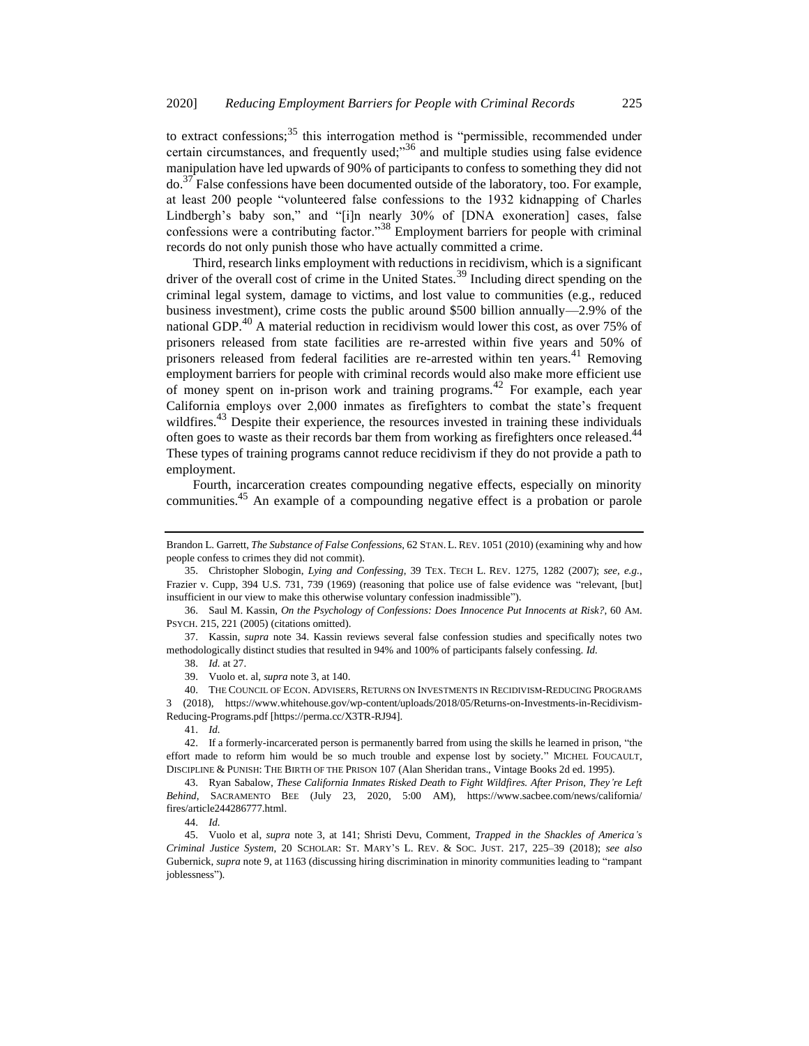to extract confessions;[35] this interrogation method is "permissible, recommended under certain circumstances, and frequently used;"[36] and multiple studies using false evidence manipulation have led upwards of 90% of participants to confess to something they did not do.[37] False confessions have been documented outside of the laboratory, too. For example, at least 200 people "volunteered false confessions to the 1932 kidnapping of Charles Lindbergh's baby son," and "[i]n nearly 30% of [DNA exoneration] cases, false confessions were a contributing factor."[38] Employment barriers for people with criminal records do not only punish those who have actually committed a crime.

Third, research links employment with reductions in recidivism, which is a significant driver of the overall cost of crime in the United States.[39] Including direct spending on the criminal legal system, damage to victims, and lost value to communities (e.g., reduced business investment), crime costs the public around $500 billion annually—2.9% of the national GDP.[40] A material reduction in recidivism would lower this cost, as over 75% of prisoners released from state facilities are re-arrested within five years and 50% of prisoners released from federal facilities are re-arrested within ten years.[41] Removing employment barriers for people with criminal records would also make more efficient use of money spent on in-prison work and training programs.[42] For example, each year California employs over 2,000 inmates as firefighters to combat the state's frequent wildfires.[43] Despite their experience, the resources invested in training these individuals often goes to waste as their records bar them from working as firefighters once released.[44] These types of training programs cannot reduce recidivism if they do not provide a path to employment.

Fourth, incarceration creates compounding negative effects, especially on minority communities.[45] An example of a compounding negative effect is a probation or parole

---

Brandon L. Garrett, *The Substance of False Confessions*, 62 STAN. L. REV. 1051 (2010) (examining why and how people confess to crimes they did not commit).

35. Christopher Slobogin, *Lying and Confessing*, 39 TEX. TECH L. REV. 1275, 1282 (2007); *see, e.g.*, Frazier v. Cupp, 394 U.S. 731, 739 (1969) (reasoning that police use of false evidence was "relevant, [but] insufficient in our view to make this otherwise voluntary confession inadmissible").

36. Saul M. Kassin, *On the Psychology of Confessions: Does Innocence Put Innocents at Risk?*, 60 AM. PSYCH. 215, 221 (2005) (citations omitted).

37. Kassin, *supra* note 34. Kassin reviews several false confession studies and specifically notes two methodologically distinct studies that resulted in 94% and 100% of participants falsely confessing. *Id.*

38. *Id.* at 27.

39. Vuolo et. al, *supra* note 3, at 140.

40. THE COUNCIL OF ECON. ADVISERS, RETURNS ON INVESTMENTS IN RECIDIVISM-REDUCING PROGRAMS 3 (2018), https://www.whitehouse.gov/wp-content/uploads/2018/05/Returns-on-Investments-in-Recidivism-Reducing-Programs.pdf [https://perma.cc/X3TR-RJ94].

41. *Id.*

42. If a formerly-incarcerated person is permanently barred from using the skills he learned in prison, "the effort made to reform him would be so much trouble and expense lost by society." MICHEL FOUCAULT, DISCIPLINE & PUNISH: THE BIRTH OF THE PRISON 107 (Alan Sheridan trans., Vintage Books 2d ed. 1995).

43. Ryan Sabalow, *These California Inmates Risked Death to Fight Wildfires. After Prison, They're Left Behind*, SACRAMENTO BEE (July 23, 2020, 5:00 AM), https://www.sacbee.com/news/california/fires/article244286777.html.

44. *Id.*

45. Vuolo et al, *supra* note 3, at 141; Shristi Devu, Comment, *Trapped in the Shackles of America's Criminal Justice System*, 20 SCHOLAR: ST. MARY'S L. REV. & SOC. JUST. 217, 225–39 (2018); *see also* Gubernick, *supra* note 9, at 1163 (discussing hiring discrimination in minority communities leading to "rampant joblessness").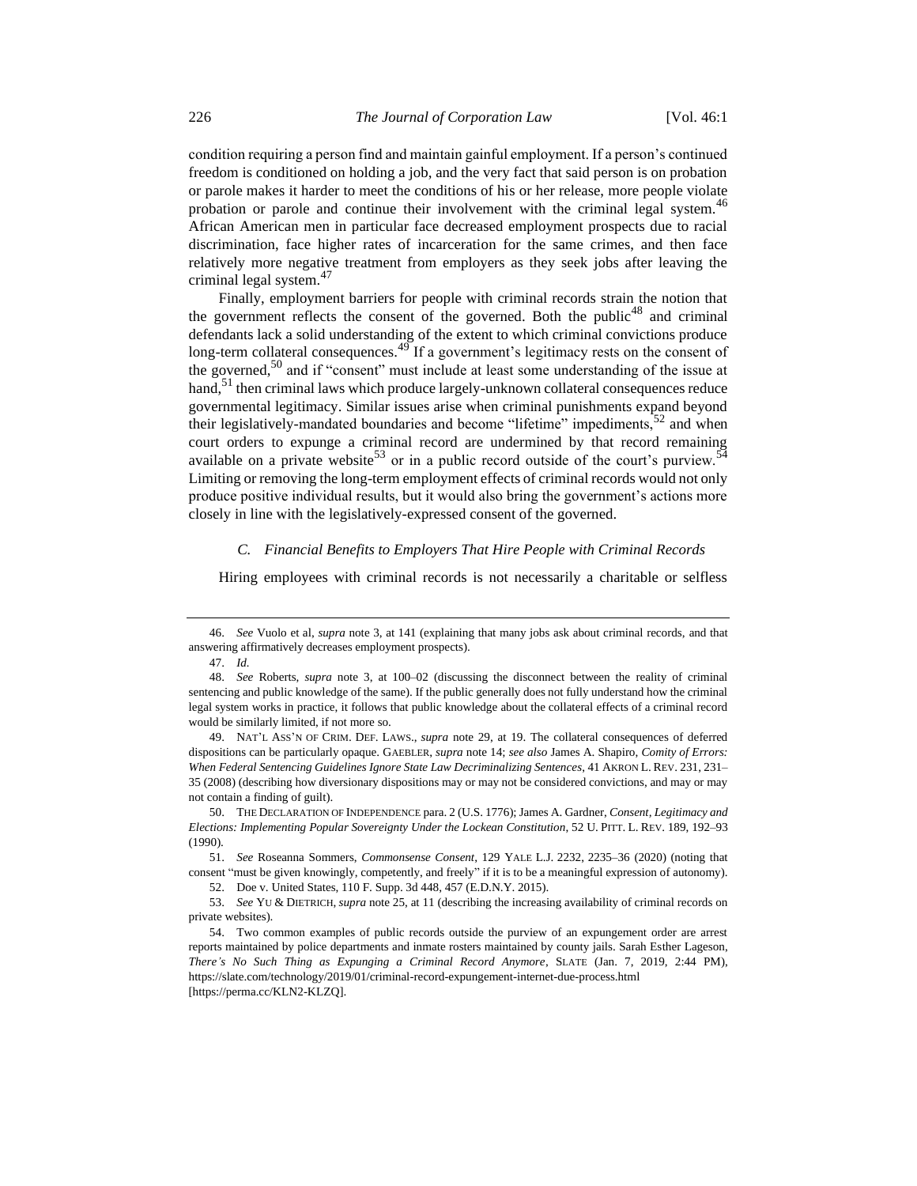condition requiring a person find and maintain gainful employment. If a person's continued freedom is conditioned on holding a job, and the very fact that said person is on probation or parole makes it harder to meet the conditions of his or her release, more people violate probation or parole and continue their involvement with the criminal legal system.[46] African American men in particular face decreased employment prospects due to racial discrimination, face higher rates of incarceration for the same crimes, and then face relatively more negative treatment from employers as they seek jobs after leaving the criminal legal system.[47]

Finally, employment barriers for people with criminal records strain the notion that the government reflects the consent of the governed. Both the public[48] and criminal defendants lack a solid understanding of the extent to which criminal convictions produce long-term collateral consequences.[49] If a government's legitimacy rests on the consent of the governed,[50] and if "consent" must include at least some understanding of the issue at hand,[51] then criminal laws which produce largely-unknown collateral consequences reduce governmental legitimacy. Similar issues arise when criminal punishments expand beyond their legislatively-mandated boundaries and become "lifetime" impediments,[52] and when court orders to expunge a criminal record are undermined by that record remaining available on a private website[53] or in a public record outside of the court's purview.[54] Limiting or removing the long-term employment effects of criminal records would not only produce positive individual results, but it would also bring the government's actions more closely in line with the legislatively-expressed consent of the governed.

### *C. Financial Benefits to Employers That Hire People with Criminal Records*

Hiring employees with criminal records is not necessarily a charitable or selfless

---

46. *See* Vuolo et al, *supra* note 3, at 141 (explaining that many jobs ask about criminal records, and that answering affirmatively decreases employment prospects).

47. *Id.*

48. *See* Roberts, *supra* note 3, at 100–02 (discussing the disconnect between the reality of criminal sentencing and public knowledge of the same). If the public generally does not fully understand how the criminal legal system works in practice, it follows that public knowledge about the collateral effects of a criminal record would be similarly limited, if not more so.

49. NAT'L ASS'N OF CRIM. DEF. LAWS., *supra* note 29, at 19. The collateral consequences of deferred dispositions can be particularly opaque. GAEBLER, *supra* note 14; *see also* James A. Shapiro, *Comity of Errors: When Federal Sentencing Guidelines Ignore State Law Decriminalizing Sentences*, 41 AKRON L. REV. 231, 231–35 (2008) (describing how diversionary dispositions may or may not be considered convictions, and may or may not contain a finding of guilt).

50. THE DECLARATION OF INDEPENDENCE para. 2 (U.S. 1776); James A. Gardner, *Consent, Legitimacy and Elections: Implementing Popular Sovereignty Under the Lockean Constitution*, 52 U. PITT. L. REV. 189, 192–93 (1990).

51. *See* Roseanna Sommers, *Commonsense Consent*, 129 YALE L.J. 2232, 2235–36 (2020) (noting that consent "must be given knowingly, competently, and freely" if it is to be a meaningful expression of autonomy).

52. Doe v. United States, 110 F. Supp. 3d 448, 457 (E.D.N.Y. 2015).

53. *See* YU & DIETRICH, *supra* note 25, at 11 (describing the increasing availability of criminal records on private websites).

54. Two common examples of public records outside the purview of an expungement order are arrest reports maintained by police departments and inmate rosters maintained by county jails. Sarah Esther Lageson, *There's No Such Thing as Expunging a Criminal Record Anymore*, SLATE (Jan. 7, 2019, 2:44 PM), https://slate.com/technology/2019/01/criminal-record-expungement-internet-due-process.html [https://perma.cc/KLN2-KLZQ].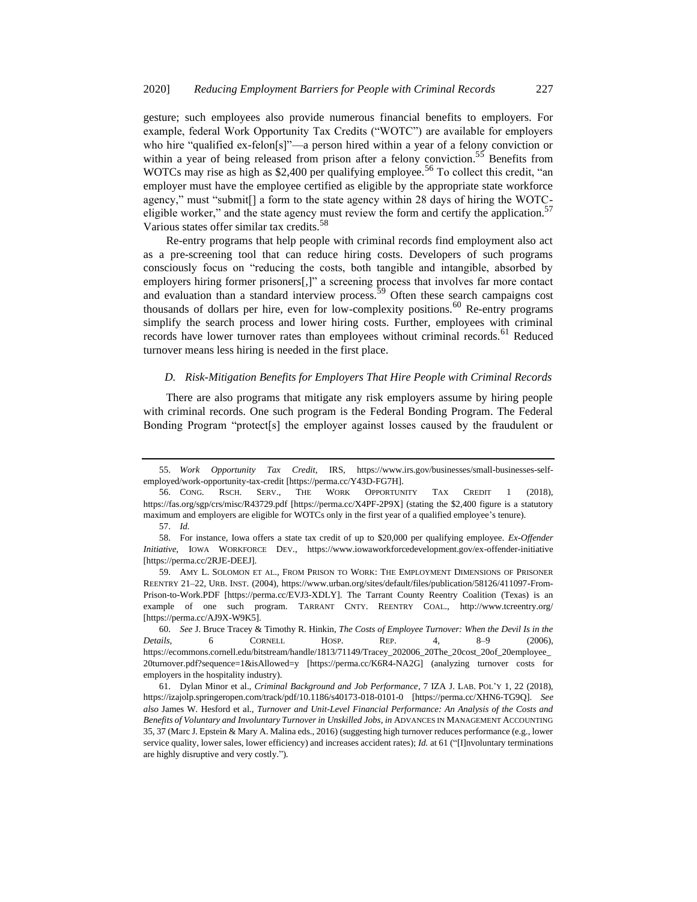gesture; such employees also provide numerous financial benefits to employers. For example, federal Work Opportunity Tax Credits ("WOTC") are available for employers who hire "qualified ex-felon[s]"—a person hired within a year of a felony conviction or within a year of being released from prison after a felony conviction.[55] Benefits from WOTCs may rise as high as $2,400 per qualifying employee.[56] To collect this credit, "an employer must have the employee certified as eligible by the appropriate state workforce agency," must "submit[] a form to the state agency within 28 days of hiring the WOTC-eligible worker," and the state agency must review the form and certify the application.[57] Various states offer similar tax credits.[58]

Re-entry programs that help people with criminal records find employment also act as a pre-screening tool that can reduce hiring costs. Developers of such programs consciously focus on "reducing the costs, both tangible and intangible, absorbed by employers hiring former prisoners[,]" a screening process that involves far more contact and evaluation than a standard interview process.[59] Often these search campaigns cost thousands of dollars per hire, even for low-complexity positions.[60] Re-entry programs simplify the search process and lower hiring costs. Further, employees with criminal records have lower turnover rates than employees without criminal records.[61] Reduced turnover means less hiring is needed in the first place.

### *D. Risk-Mitigation Benefits for Employers That Hire People with Criminal Records*

There are also programs that mitigate any risk employers assume by hiring people with criminal records. One such program is the Federal Bonding Program. The Federal Bonding Program "protect[s] the employer against losses caused by the fraudulent or

---

55. *Work Opportunity Tax Credit*, IRS, https://www.irs.gov/businesses/small-businesses-self-employed/work-opportunity-tax-credit [https://perma.cc/Y43D-FG7H].

56. CONG. RSCH. SERV., THE WORK OPPORTUNITY TAX CREDIT 1 (2018), https://fas.org/sgp/crs/misc/R43729.pdf [https://perma.cc/X4PF-2P9X] (stating the $2,400 figure is a statutory maximum and employers are eligible for WOTCs only in the first year of a qualified employee's tenure).

57. *Id.*

58. For instance, Iowa offers a state tax credit of up to $20,000 per qualifying employee. *Ex-Offender Initiative*, IOWA WORKFORCE DEV., https://www.iowaworkforcedevelopment.gov/ex-offender-initiative [https://perma.cc/2RJE-DEEJ].

59. AMY L. SOLOMON ET AL., FROM PRISON TO WORK: THE EMPLOYMENT DIMENSIONS OF PRISONER REENTRY 21–22, URB. INST. (2004), https://www.urban.org/sites/default/files/publication/58126/411097-From-Prison-to-Work.PDF [https://perma.cc/EVJ3-XDLY]. The Tarrant County Reentry Coalition (Texas) is an example of one such program. TARRANT CNTY. REENTRY COAL., http://www.tcreentry.org/ [https://perma.cc/AJ9X-W9K5].

60. *See* J. Bruce Tracey & Timothy R. Hinkin, *The Costs of Employee Turnover: When the Devil Is in the Details*, 6 CORNELL HOSP. REP. 4, 8–9 (2006), https://ecommons.cornell.edu/bitstream/handle/1813/71149/Tracey_202006_20The_20cost_20of_20employee_20turnover.pdf?sequence=1&isAllowed=y [https://perma.cc/K6R4-NA2G] (analyzing turnover costs for employers in the hospitality industry).

61. Dylan Minor et al., *Criminal Background and Job Performance*, 7 IZA J. LAB. POL'Y 1, 22 (2018), https://izajolp.springeropen.com/track/pdf/10.1186/s40173-018-0101-0 [https://perma.cc/XHN6-TG9Q]. *See also* James W. Hesford et al., *Turnover and Unit-Level Financial Performance: An Analysis of the Costs and Benefits of Voluntary and Involuntary Turnover in Unskilled Jobs*, *in* ADVANCES IN MANAGEMENT ACCOUNTING 35, 37 (Marc J. Epstein & Mary A. Malina eds., 2016) (suggesting high turnover reduces performance (e.g., lower service quality, lower sales, lower efficiency) and increases accident rates); *Id.* at 61 ("[I]nvoluntary terminations are highly disruptive and very costly.").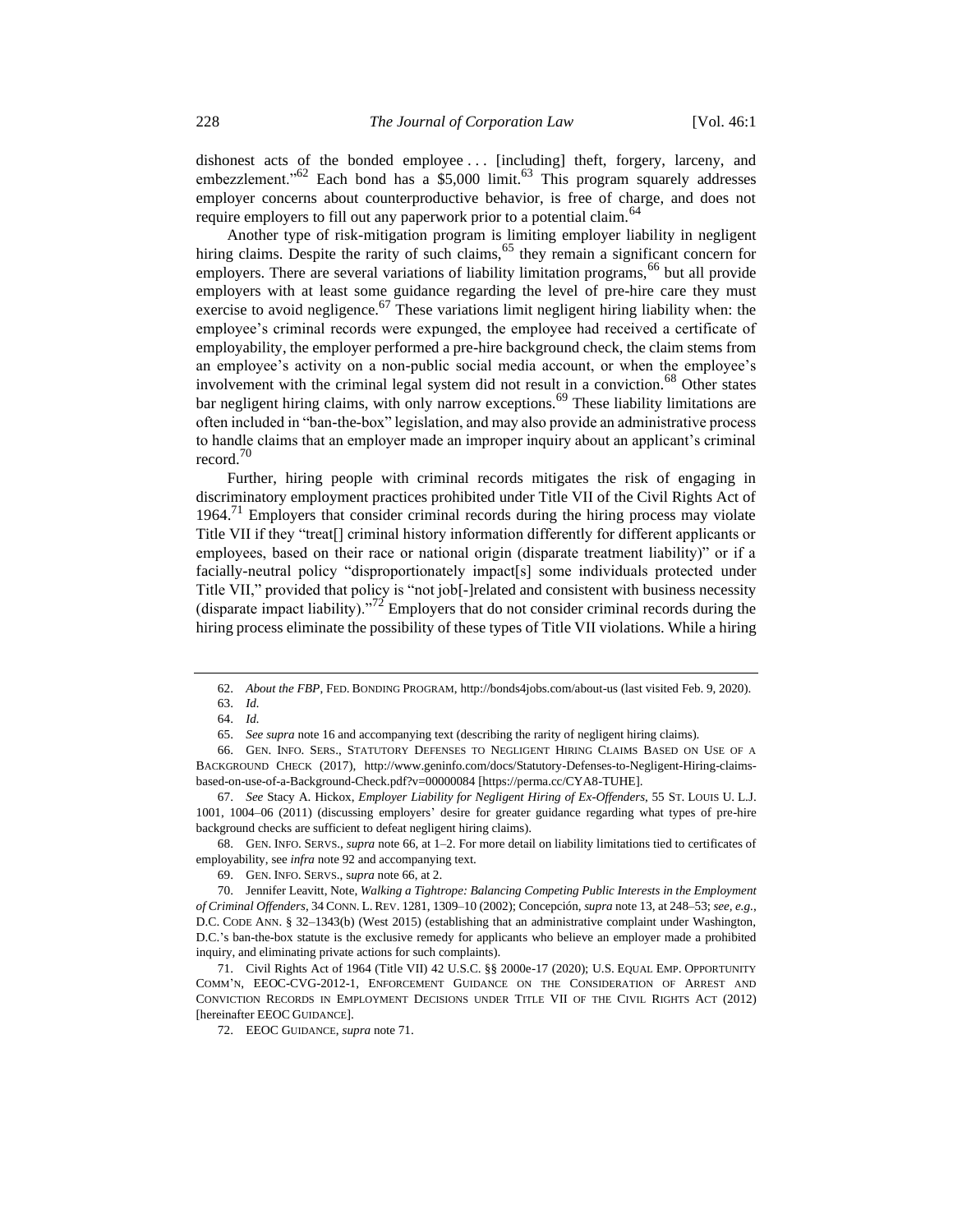dishonest acts of the bonded employee . . . [including] theft, forgery, larceny, and embezzlement."[62] Each bond has a $5,000 limit.[63] This program squarely addresses employer concerns about counterproductive behavior, is free of charge, and does not require employers to fill out any paperwork prior to a potential claim.[64]

Another type of risk-mitigation program is limiting employer liability in negligent hiring claims. Despite the rarity of such claims,[65] they remain a significant concern for employers. There are several variations of liability limitation programs,[66] but all provide employers with at least some guidance regarding the level of pre-hire care they must exercise to avoid negligence.[67] These variations limit negligent hiring liability when: the employee's criminal records were expunged, the employee had received a certificate of employability, the employer performed a pre-hire background check, the claim stems from an employee's activity on a non-public social media account, or when the employee's involvement with the criminal legal system did not result in a conviction.[68] Other states bar negligent hiring claims, with only narrow exceptions.[69] These liability limitations are often included in "ban-the-box" legislation, and may also provide an administrative process to handle claims that an employer made an improper inquiry about an applicant's criminal record.[70]

Further, hiring people with criminal records mitigates the risk of engaging in discriminatory employment practices prohibited under Title VII of the Civil Rights Act of 1964.[71] Employers that consider criminal records during the hiring process may violate Title VII if they "treat[] criminal history information differently for different applicants or employees, based on their race or national origin (disparate treatment liability)" or if a facially-neutral policy "disproportionately impact[s] some individuals protected under Title VII," provided that policy is "not job[-]related and consistent with business necessity (disparate impact liability)."[72] Employers that do not consider criminal records during the hiring process eliminate the possibility of these types of Title VII violations. While a hiring

---

62. *About the FBP*, FED. BONDING PROGRAM, http://bonds4jobs.com/about-us (last visited Feb. 9, 2020).

63. *Id.*

64. *Id.*

65. *See supra* note 16 and accompanying text (describing the rarity of negligent hiring claims).

66. GEN. INFO. SERS., STATUTORY DEFENSES TO NEGLIGENT HIRING CLAIMS BASED ON USE OF A BACKGROUND CHECK (2017), http://www.geninfo.com/docs/Statutory-Defenses-to-Negligent-Hiring-claims-based-on-use-of-a-Background-Check.pdf?v=00000084 [https://perma.cc/CYA8-TUHE].

67. *See* Stacy A. Hickox, *Employer Liability for Negligent Hiring of Ex-Offenders*, 55 ST. LOUIS U. L.J. 1001, 1004–06 (2011) (discussing employers' desire for greater guidance regarding what types of pre-hire background checks are sufficient to defeat negligent hiring claims).

68. GEN. INFO. SERVS., *supra* note 66, at 1–2. For more detail on liability limitations tied to certificates of employability, see *infra* note 92 and accompanying text.

69. GEN. INFO. SERVS., *supra* note 66, at 2.

70. Jennifer Leavitt, Note, *Walking a Tightrope: Balancing Competing Public Interests in the Employment of Criminal Offenders*, 34 CONN. L. REV. 1281, 1309–10 (2002); Concepción, *supra* note 13, at 248–53; *see, e.g.*, D.C. CODE ANN. § 32–1343(b) (West 2015) (establishing that an administrative complaint under Washington, D.C.'s ban-the-box statute is the exclusive remedy for applicants who believe an employer made a prohibited inquiry, and eliminating private actions for such complaints).

71. Civil Rights Act of 1964 (Title VII) 42 U.S.C. §§ 2000e-17 (2020); U.S. EQUAL EMP. OPPORTUNITY COMM'N, EEOC-CVG-2012-1, ENFORCEMENT GUIDANCE ON THE CONSIDERATION OF ARREST AND CONVICTION RECORDS IN EMPLOYMENT DECISIONS UNDER TITLE VII OF THE CIVIL RIGHTS ACT (2012) [hereinafter EEOC GUIDANCE].

72. EEOC GUIDANCE, *supra* note 71.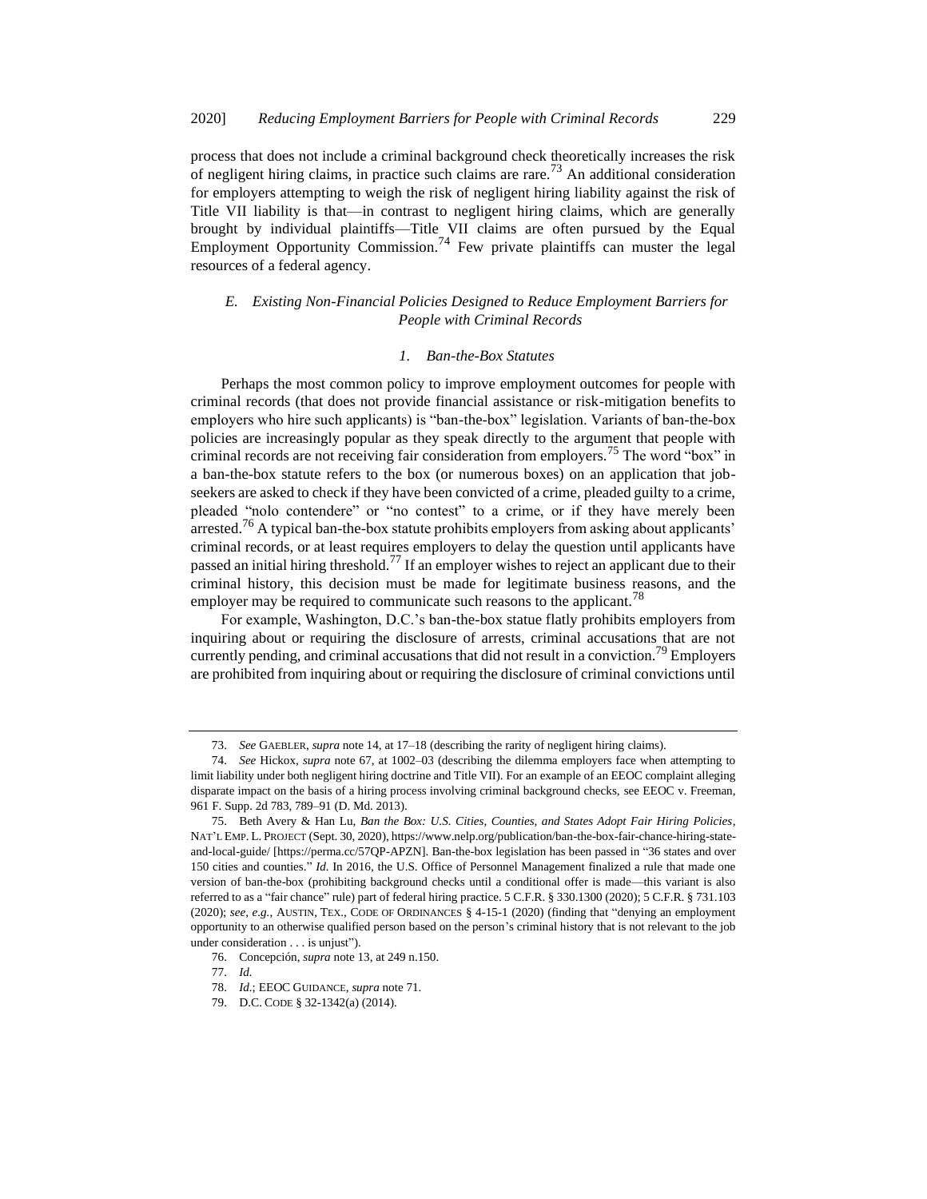process that does not include a criminal background check theoretically increases the risk of negligent hiring claims, in practice such claims are rare.[73] An additional consideration for employers attempting to weigh the risk of negligent hiring liability against the risk of Title VII liability is that—in contrast to negligent hiring claims, which are generally brought by individual plaintiffs—Title VII claims are often pursued by the Equal Employment Opportunity Commission.[74] Few private plaintiffs can muster the legal resources of a federal agency.

### *E. Existing Non-Financial Policies Designed to Reduce Employment Barriers for People with Criminal Records*

#### *1. Ban-the-Box Statutes*

Perhaps the most common policy to improve employment outcomes for people with criminal records (that does not provide financial assistance or risk-mitigation benefits to employers who hire such applicants) is "ban-the-box" legislation. Variants of ban-the-box policies are increasingly popular as they speak directly to the argument that people with criminal records are not receiving fair consideration from employers.[75] The word "box" in a ban-the-box statute refers to the box (or numerous boxes) on an application that job-seekers are asked to check if they have been convicted of a crime, pleaded guilty to a crime, pleaded "nolo contendere" or "no contest" to a crime, or if they have merely been arrested.[76] A typical ban-the-box statute prohibits employers from asking about applicants' criminal records, or at least requires employers to delay the question until applicants have passed an initial hiring threshold.[77] If an employer wishes to reject an applicant due to their criminal history, this decision must be made for legitimate business reasons, and the employer may be required to communicate such reasons to the applicant.[78]

For example, Washington, D.C.'s ban-the-box statue flatly prohibits employers from inquiring about or requiring the disclosure of arrests, criminal accusations that are not currently pending, and criminal accusations that did not result in a conviction.[79] Employers are prohibited from inquiring about or requiring the disclosure of criminal convictions until

---

73. *See* GAEBLER, *supra* note 14, at 17–18 (describing the rarity of negligent hiring claims).

74. *See* Hickox, *supra* note 67, at 1002–03 (describing the dilemma employers face when attempting to limit liability under both negligent hiring doctrine and Title VII). For an example of an EEOC complaint alleging disparate impact on the basis of a hiring process involving criminal background checks, see EEOC v. Freeman, 961 F. Supp. 2d 783, 789–91 (D. Md. 2013).

75. Beth Avery & Han Lu, *Ban the Box: U.S. Cities, Counties, and States Adopt Fair Hiring Policies*, NAT'L EMP. L. PROJECT (Sept. 30, 2020), https://www.nelp.org/publication/ban-the-box-fair-chance-hiring-state-and-local-guide/ [https://perma.cc/57QP-APZN]. Ban-the-box legislation has been passed in "36 states and over 150 cities and counties." *Id.* In 2016, the U.S. Office of Personnel Management finalized a rule that made one version of ban-the-box (prohibiting background checks until a conditional offer is made—this variant is also referred to as a "fair chance" rule) part of federal hiring practice. 5 C.F.R. § 330.1300 (2020); 5 C.F.R. § 731.103 (2020); *see, e.g.*, AUSTIN, TEX., CODE OF ORDINANCES § 4-15-1 (2020) (finding that "denying an employment opportunity to an otherwise qualified person based on the person's criminal history that is not relevant to the job under consideration . . . is unjust").

76. Concepción, *supra* note 13, at 249 n.150.

77. *Id.*

78. *Id.*; EEOC GUIDANCE, *supra* note 71.

79. D.C. CODE § 32-1342(a) (2014).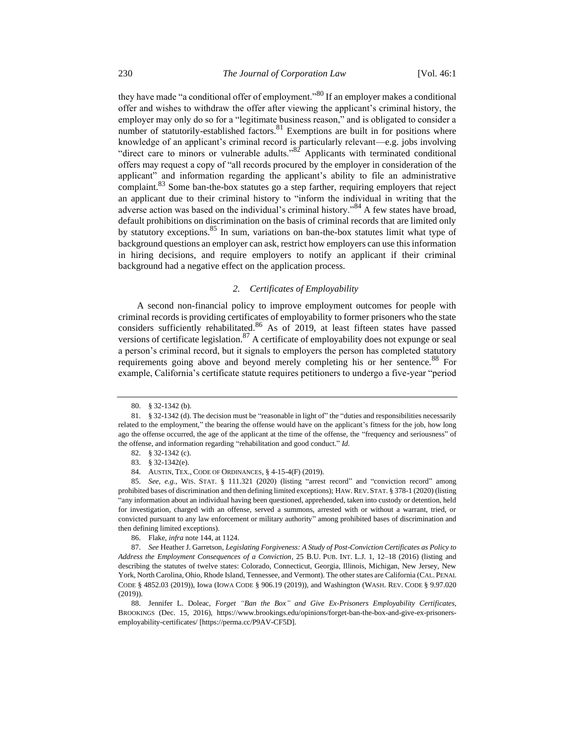they have made "a conditional offer of employment."[80] If an employer makes a conditional offer and wishes to withdraw the offer after viewing the applicant's criminal history, the employer may only do so for a "legitimate business reason," and is obligated to consider a number of statutorily-established factors.[81] Exemptions are built in for positions where knowledge of an applicant's criminal record is particularly relevant—e.g. jobs involving "direct care to minors or vulnerable adults."[82] Applicants with terminated conditional offers may request a copy of "all records procured by the employer in consideration of the applicant" and information regarding the applicant's ability to file an administrative complaint.[83] Some ban-the-box statutes go a step farther, requiring employers that reject an applicant due to their criminal history to "inform the individual in writing that the adverse action was based on the individual's criminal history."[84] A few states have broad, default prohibitions on discrimination on the basis of criminal records that are limited only by statutory exceptions.[85] In sum, variations on ban-the-box statutes limit what type of background questions an employer can ask, restrict how employers can use this information in hiring decisions, and require employers to notify an applicant if their criminal background had a negative effect on the application process.

### *2. Certificates of Employability*

A second non-financial policy to improve employment outcomes for people with criminal records is providing certificates of employability to former prisoners who the state considers sufficiently rehabilitated.[86] As of 2019, at least fifteen states have passed versions of certificate legislation.[87] A certificate of employability does not expunge or seal a person's criminal record, but it signals to employers the person has completed statutory requirements going above and beyond merely completing his or her sentence.[88] For example, California's certificate statute requires petitioners to undergo a five-year "period

---

80. § 32-1342 (b).

81. § 32-1342 (d). The decision must be "reasonable in light of" the "duties and responsibilities necessarily related to the employment," the bearing the offense would have on the applicant's fitness for the job, how long ago the offense occurred, the age of the applicant at the time of the offense, the "frequency and seriousness" of the offense, and information regarding "rehabilitation and good conduct." *Id.*

82. § 32-1342 (c).

83. § 32-1342(e).

84. AUSTIN, TEX., CODE OF ORDINANCES, § 4-15-4(F) (2019).

85. *See, e.g.*, WIS. STAT. § 111.321 (2020) (listing "arrest record" and "conviction record" among prohibited bases of discrimination and then defining limited exceptions); HAW. REV. STAT. § 378-1 (2020) (listing "any information about an individual having been questioned, apprehended, taken into custody or detention, held for investigation, charged with an offense, served a summons, arrested with or without a warrant, tried, or convicted pursuant to any law enforcement or military authority" among prohibited bases of discrimination and then defining limited exceptions).

86. Flake, *infra* note 144, at 1124.

87. *See* Heather J. Garretson, *Legislating Forgiveness: A Study of Post-Conviction Certificates as Policy to Address the Employment Consequences of a Conviction*, 25 B.U. PUB. INT. L.J. 1, 12–18 (2016) (listing and describing the statutes of twelve states: Colorado, Connecticut, Georgia, Illinois, Michigan, New Jersey, New York, North Carolina, Ohio, Rhode Island, Tennessee, and Vermont). The other states are California (CAL. PENAL CODE § 4852.03 (2019)), Iowa (IOWA CODE § 906.19 (2019)), and Washington (WASH. REV. CODE § 9.97.020 (2019)).

88. Jennifer L. Doleac, *Forget "Ban the Box" and Give Ex-Prisoners Employability Certificates*, BROOKINGS (Dec. 15, 2016), https://www.brookings.edu/opinions/forget-ban-the-box-and-give-ex-prisoners-employability-certificates/ [https://perma.cc/P9AV-CF5D].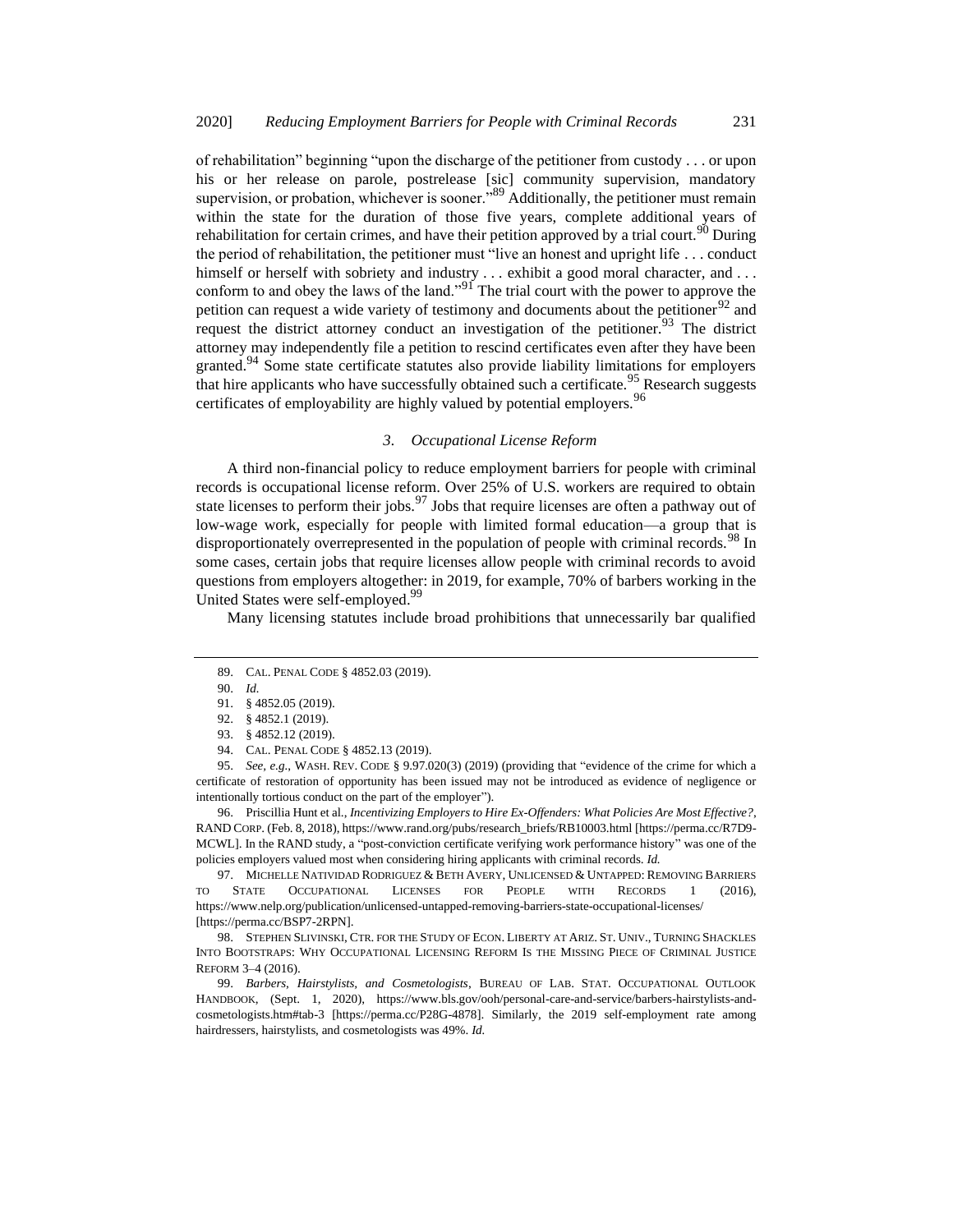of rehabilitation" beginning "upon the discharge of the petitioner from custody . . . or upon his or her release on parole, postrelease [sic] community supervision, mandatory supervision, or probation, whichever is sooner."[89] Additionally, the petitioner must remain within the state for the duration of those five years, complete additional years of rehabilitation for certain crimes, and have their petition approved by a trial court.[90] During the period of rehabilitation, the petitioner must "live an honest and upright life . . . conduct himself or herself with sobriety and industry . . . exhibit a good moral character, and . . . conform to and obey the laws of the land."[91] The trial court with the power to approve the petition can request a wide variety of testimony and documents about the petitioner[92] and request the district attorney conduct an investigation of the petitioner.[93] The district attorney may independently file a petition to rescind certificates even after they have been granted.[94] Some state certificate statutes also provide liability limitations for employers that hire applicants who have successfully obtained such a certificate.[95] Research suggests certificates of employability are highly valued by potential employers.[96]

### *3. Occupational License Reform*

A third non-financial policy to reduce employment barriers for people with criminal records is occupational license reform. Over 25% of U.S. workers are required to obtain state licenses to perform their jobs.[97] Jobs that require licenses are often a pathway out of low-wage work, especially for people with limited formal education—a group that is disproportionately overrepresented in the population of people with criminal records.[98] In some cases, certain jobs that require licenses allow people with criminal records to avoid questions from employers altogether: in 2019, for example, 70% of barbers working in the United States were self-employed.[99]

Many licensing statutes include broad prohibitions that unnecessarily bar qualified

---

89. CAL. PENAL CODE § 4852.03 (2019).

90. *Id.*

91. § 4852.05 (2019).

92. § 4852.1 (2019).

93. § 4852.12 (2019).

94. CAL. PENAL CODE § 4852.13 (2019).

95. *See, e.g.*, WASH. REV. CODE § 9.97.020(3) (2019) (providing that "evidence of the crime for which a certificate of restoration of opportunity has been issued may not be introduced as evidence of negligence or intentionally tortious conduct on the part of the employer").

96. Priscillia Hunt et al., *Incentivizing Employers to Hire Ex-Offenders: What Policies Are Most Effective?*, RAND CORP. (Feb. 8, 2018), https://www.rand.org/pubs/research_briefs/RB10003.html [https://perma.cc/R7D9-MCWL]. In the RAND study, a "post-conviction certificate verifying work performance history" was one of the policies employers valued most when considering hiring applicants with criminal records. *Id.*

97. MICHELLE NATIVIDAD RODRIGUEZ & BETH AVERY, UNLICENSED & UNTAPPED: REMOVING BARRIERS TO STATE OCCUPATIONAL LICENSES FOR PEOPLE WITH RECORDS 1 (2016), https://www.nelp.org/publication/unlicensed-untapped-removing-barriers-state-occupational-licenses/ [https://perma.cc/BSP7-2RPN].

98. STEPHEN SLIVINSKI, CTR. FOR THE STUDY OF ECON. LIBERTY AT ARIZ. ST. UNIV., TURNING SHACKLES INTO BOOTSTRAPS: WHY OCCUPATIONAL LICENSING REFORM IS THE MISSING PIECE OF CRIMINAL JUSTICE REFORM 3–4 (2016).

99. *Barbers, Hairstylists, and Cosmetologists*, BUREAU OF LAB. STAT. OCCUPATIONAL OUTLOOK HANDBOOK, (Sept. 1, 2020), https://www.bls.gov/ooh/personal-care-and-service/barbers-hairstylists-and-cosmetologists.htm#tab-3 [https://perma.cc/P28G-4878]. Similarly, the 2019 self-employment rate among hairdressers, hairstylists, and cosmetologists was 49%. *Id.*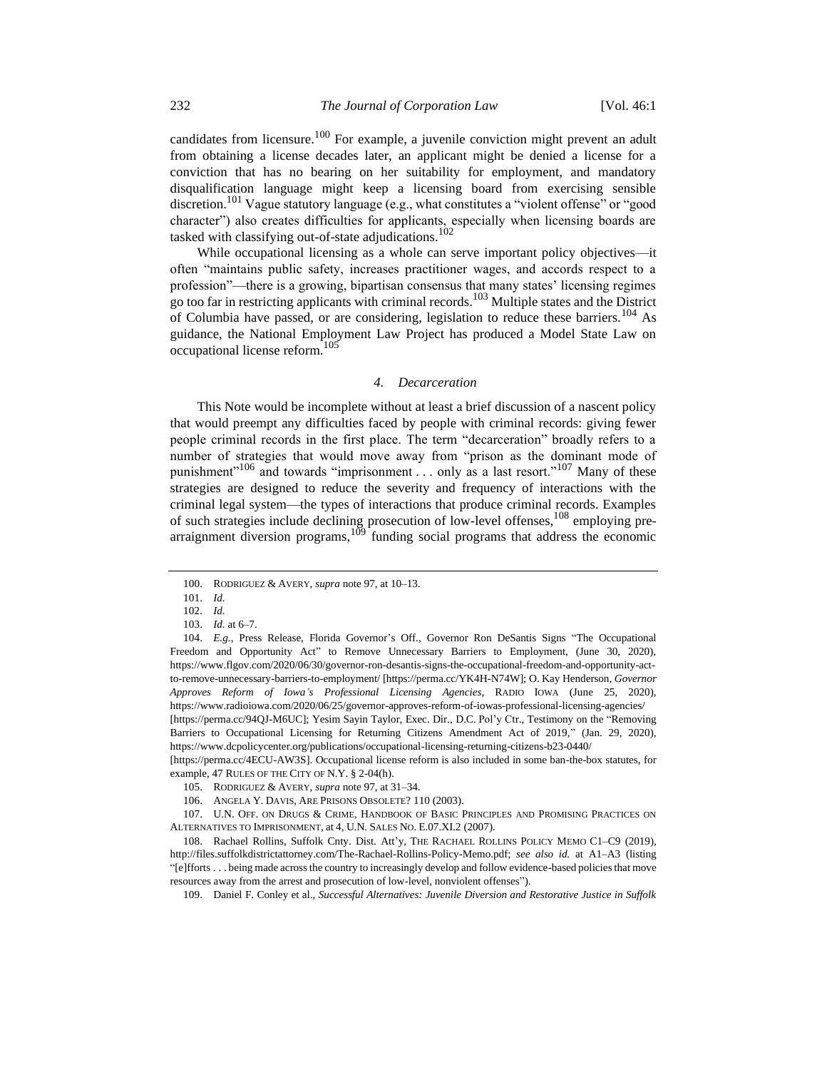candidates from licensure.[100] For example, a juvenile conviction might prevent an adult from obtaining a license decades later, an applicant might be denied a license for a conviction that has no bearing on her suitability for employment, and mandatory disqualification language might keep a licensing board from exercising sensible discretion.[101] Vague statutory language (e.g., what constitutes a "violent offense" or "good character") also creates difficulties for applicants, especially when licensing boards are tasked with classifying out-of-state adjudications.[102]

While occupational licensing as a whole can serve important policy objectives—it often "maintains public safety, increases practitioner wages, and accords respect to a profession"—there is a growing, bipartisan consensus that many states' licensing regimes go too far in restricting applicants with criminal records.[103] Multiple states and the District of Columbia have passed, or are considering, legislation to reduce these barriers.[104] As guidance, the National Employment Law Project has produced a Model State Law on occupational license reform.[105]

#### *4. Decarceration*

This Note would be incomplete without at least a brief discussion of a nascent policy that would preempt any difficulties faced by people with criminal records: giving fewer people criminal records in the first place. The term "decarceration" broadly refers to a number of strategies that would move away from "prison as the dominant mode of punishment"[106] and towards "imprisonment . . . only as a last resort."[107] Many of these strategies are designed to reduce the severity and frequency of interactions with the criminal legal system—the types of interactions that produce criminal records. Examples of such strategies include declining prosecution of low-level offenses,[108] employing pre-arraignment diversion programs,[109] funding social programs that address the economic

---

100. RODRIGUEZ & AVERY, *supra* note 97, at 10–13.

101. *Id.*

102. *Id.*

103. *Id.* at 6–7.

104. *E.g.*, Press Release, Florida Governor's Off., Governor Ron DeSantis Signs "The Occupational Freedom and Opportunity Act" to Remove Unnecessary Barriers to Employment, (June 30, 2020), https://www.flgov.com/2020/06/30/governor-ron-desantis-signs-the-occupational-freedom-and-opportunity-act-to-remove-unnecessary-barriers-to-employment/ [https://perma.cc/YK4H-N74W]; O. Kay Henderson, *Governor Approves Reform of Iowa's Professional Licensing Agencies*, RADIO IOWA (June 25, 2020), https://www.radioiowa.com/2020/06/25/governor-approves-reform-of-iowas-professional-licensing-agencies/ [https://perma.cc/94QJ-M6UC]; Yesim Sayin Taylor, Exec. Dir., D.C. Pol'y Ctr., Testimony on the "Removing Barriers to Occupational Licensing for Returning Citizens Amendment Act of 2019," (Jan. 29, 2020), https://www.dcpolicycenter.org/publications/occupational-licensing-returning-citizens-b23-0440/ [https://perma.cc/4ECU-AW3S]. Occupational license reform is also included in some ban-the-box statutes, for example, 47 RULES OF THE CITY OF N.Y. § 2-04(h).

105. RODRIGUEZ & AVERY, *supra* note 97, at 31–34.

106. ANGELA Y. DAVIS, ARE PRISONS OBSOLETE? 110 (2003).

107. U.N. OFF. ON DRUGS & CRIME, HANDBOOK OF BASIC PRINCIPLES AND PROMISING PRACTICES ON ALTERNATIVES TO IMPRISONMENT, at 4, U.N. SALES NO. E.07.XI.2 (2007).

108. Rachael Rollins, Suffolk Cnty. Dist. Att'y, THE RACHAEL ROLLINS POLICY MEMO C1–C9 (2019), http://files.suffolkdistrictattorney.com/The-Rachael-Rollins-Policy-Memo.pdf; *see also id.* at A1–A3 (listing "[e]fforts . . . being made across the country to increasingly develop and follow evidence-based policies that move resources away from the arrest and prosecution of low-level, nonviolent offenses").

109. Daniel F. Conley et al., *Successful Alternatives: Juvenile Diversion and Restorative Justice in Suffolk*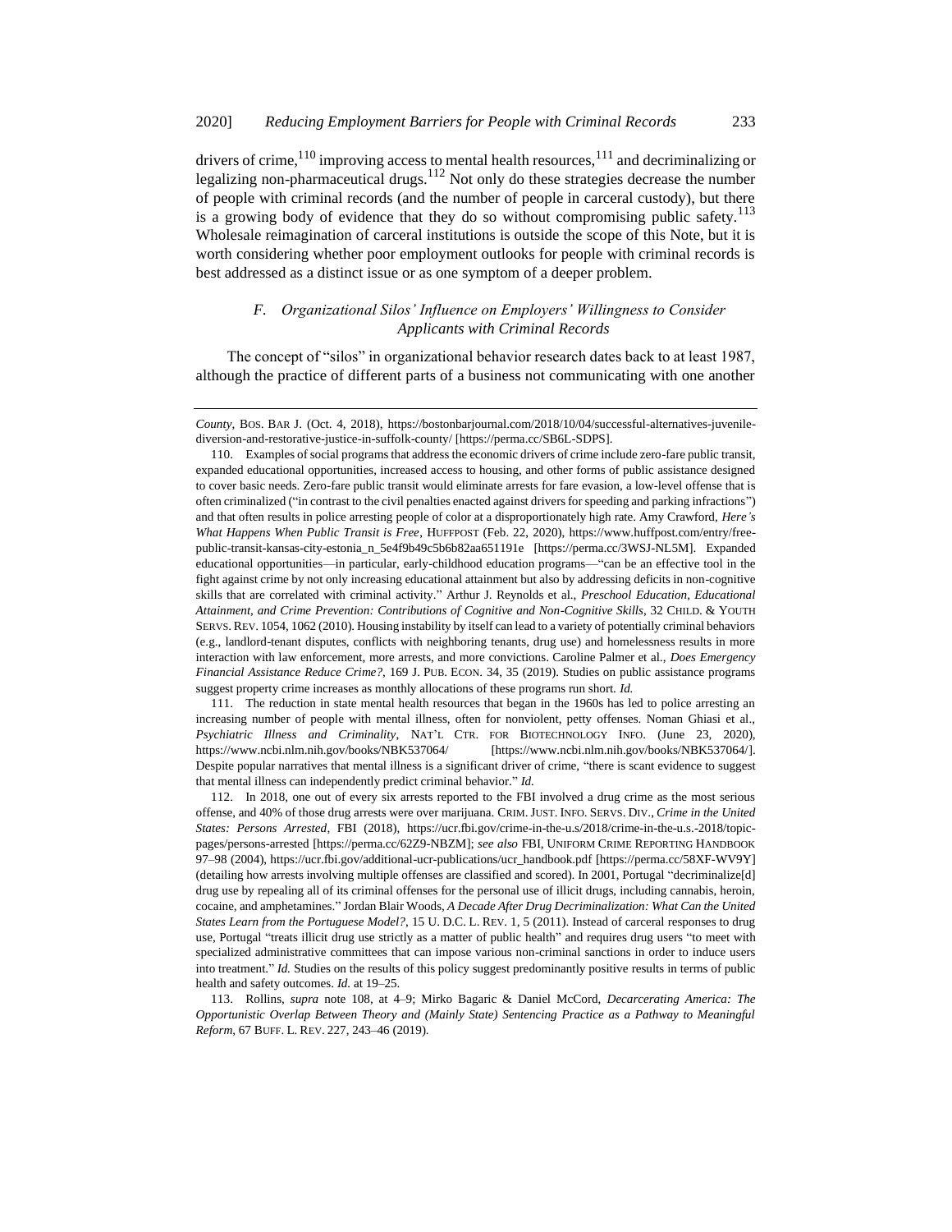drivers of crime,[110] improving access to mental health resources,[111] and decriminalizing or legalizing non-pharmaceutical drugs.[112] Not only do these strategies decrease the number of people with criminal records (and the number of people in carceral custody), but there is a growing body of evidence that they do so without compromising public safety.[113] Wholesale reimagination of carceral institutions is outside the scope of this Note, but it is worth considering whether poor employment outlooks for people with criminal records is best addressed as a distinct issue or as one symptom of a deeper problem.

### *F. Organizational Silos' Influence on Employers' Willingness to Consider Applicants with Criminal Records*

The concept of "silos" in organizational behavior research dates back to at least 1987, although the practice of different parts of a business not communicating with one another

---

*County*, BOS. BAR J. (Oct. 4, 2018), https://bostonbarjournal.com/2018/10/04/successful-alternatives-juvenile-diversion-and-restorative-justice-in-suffolk-county/ [https://perma.cc/SB6L-SDPS].

110. Examples of social programs that address the economic drivers of crime include zero-fare public transit, expanded educational opportunities, increased access to housing, and other forms of public assistance designed to cover basic needs. Zero-fare public transit would eliminate arrests for fare evasion, a low-level offense that is often criminalized ("in contrast to the civil penalties enacted against drivers for speeding and parking infractions") and that often results in police arresting people of color at a disproportionately high rate. Amy Crawford, *Here's What Happens When Public Transit is Free*, HUFFPOST (Feb. 22, 2020), https://www.huffpost.com/entry/free-public-transit-kansas-city-estonia_n_5e4f9b49c5b6b82aa651191e [https://perma.cc/3WSJ-NL5M]. Expanded educational opportunities—in particular, early-childhood education programs—"can be an effective tool in the fight against crime by not only increasing educational attainment but also by addressing deficits in non-cognitive skills that are correlated with criminal activity." Arthur J. Reynolds et al., *Preschool Education, Educational Attainment, and Crime Prevention: Contributions of Cognitive and Non-Cognitive Skills*, 32 CHILD. & YOUTH SERVS. REV. 1054, 1062 (2010). Housing instability by itself can lead to a variety of potentially criminal behaviors (e.g., landlord-tenant disputes, conflicts with neighboring tenants, drug use) and homelessness results in more interaction with law enforcement, more arrests, and more convictions. Caroline Palmer et al., *Does Emergency Financial Assistance Reduce Crime?*, 169 J. PUB. ECON. 34, 35 (2019). Studies on public assistance programs suggest property crime increases as monthly allocations of these programs run short. *Id.*

111. The reduction in state mental health resources that began in the 1960s has led to police arresting an increasing number of people with mental illness, often for nonviolent, petty offenses. Noman Ghiasi et al., *Psychiatric Illness and Criminality*, NAT'L CTR. FOR BIOTECHNOLOGY INFO. (June 23, 2020), https://www.ncbi.nlm.nih.gov/books/NBK537064/ [https://www.ncbi.nlm.nih.gov/books/NBK537064/]. Despite popular narratives that mental illness is a significant driver of crime, "there is scant evidence to suggest that mental illness can independently predict criminal behavior." *Id.*

112. In 2018, one out of every six arrests reported to the FBI involved a drug crime as the most serious offense, and 40% of those drug arrests were over marijuana. CRIM. JUST. INFO. SERVS. DIV., *Crime in the United States: Persons Arrested*, FBI (2018), https://ucr.fbi.gov/crime-in-the-u.s/2018/crime-in-the-u.s.-2018/topic-pages/persons-arrested [https://perma.cc/62Z9-NBZM]; *see also* FBI, UNIFORM CRIME REPORTING HANDBOOK 97–98 (2004), https://ucr.fbi.gov/additional-ucr-publications/ucr_handbook.pdf [https://perma.cc/58XF-WV9Y] (detailing how arrests involving multiple offenses are classified and scored). In 2001, Portugal "decriminalize[d] drug use by repealing all of its criminal offenses for the personal use of illicit drugs, including cannabis, heroin, cocaine, and amphetamines." Jordan Blair Woods, *A Decade After Drug Decriminalization: What Can the United States Learn from the Portuguese Model?*, 15 U. D.C. L. REV. 1, 5 (2011). Instead of carceral responses to drug use, Portugal "treats illicit drug use strictly as a matter of public health" and requires drug users "to meet with specialized administrative committees that can impose various non-criminal sanctions in order to induce users into treatment." *Id.* Studies on the results of this policy suggest predominantly positive results in terms of public health and safety outcomes. *Id.* at 19–25.

113. Rollins, *supra* note 108, at 4–9; Mirko Bagaric & Daniel McCord, *Decarcerating America: The Opportunistic Overlap Between Theory and (Mainly State) Sentencing Practice as a Pathway to Meaningful Reform*, 67 BUFF. L. REV. 227, 243–46 (2019).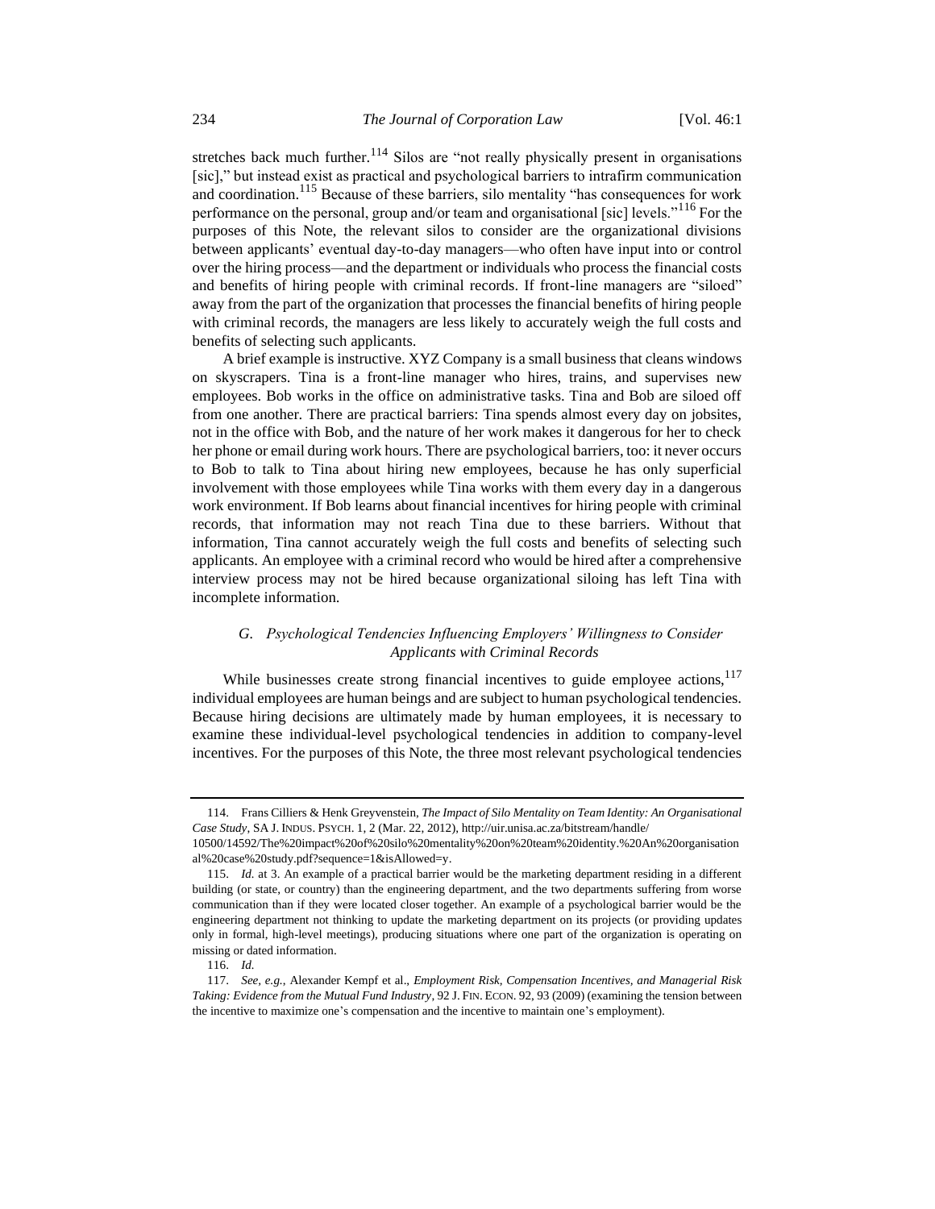stretches back much further.[114] Silos are "not really physically present in organisations [sic]," but instead exist as practical and psychological barriers to intrafirm communication and coordination.[115] Because of these barriers, silo mentality "has consequences for work performance on the personal, group and/or team and organisational [sic] levels."[116] For the purposes of this Note, the relevant silos to consider are the organizational divisions between applicants' eventual day-to-day managers—who often have input into or control over the hiring process—and the department or individuals who process the financial costs and benefits of hiring people with criminal records. If front-line managers are "siloed" away from the part of the organization that processes the financial benefits of hiring people with criminal records, the managers are less likely to accurately weigh the full costs and benefits of selecting such applicants.

A brief example is instructive. XYZ Company is a small business that cleans windows on skyscrapers. Tina is a front-line manager who hires, trains, and supervises new employees. Bob works in the office on administrative tasks. Tina and Bob are siloed off from one another. There are practical barriers: Tina spends almost every day on jobsites, not in the office with Bob, and the nature of her work makes it dangerous for her to check her phone or email during work hours. There are psychological barriers, too: it never occurs to Bob to talk to Tina about hiring new employees, because he has only superficial involvement with those employees while Tina works with them every day in a dangerous work environment. If Bob learns about financial incentives for hiring people with criminal records, that information may not reach Tina due to these barriers. Without that information, Tina cannot accurately weigh the full costs and benefits of selecting such applicants. An employee with a criminal record who would be hired after a comprehensive interview process may not be hired because organizational siloing has left Tina with incomplete information.

### *G. Psychological Tendencies Influencing Employers' Willingness to Consider Applicants with Criminal Records*

While businesses create strong financial incentives to guide employee actions,[117] individual employees are human beings and are subject to human psychological tendencies. Because hiring decisions are ultimately made by human employees, it is necessary to examine these individual-level psychological tendencies in addition to company-level incentives. For the purposes of this Note, the three most relevant psychological tendencies

---

114. Frans Cilliers & Henk Greyvenstein, *The Impact of Silo Mentality on Team Identity: An Organisational Case Study*, SA J. INDUS. PSYCH. 1, 2 (Mar. 22, 2012), http://uir.unisa.ac.za/bitstream/handle/10500/14592/The%20impact%20of%20silo%20mentality%20on%20team%20identity.%20An%20organisational%20case%20study.pdf?sequence=1&isAllowed=y.

115. *Id.* at 3. An example of a practical barrier would be the marketing department residing in a different building (or state, or country) than the engineering department, and the two departments suffering from worse communication than if they were located closer together. An example of a psychological barrier would be the engineering department not thinking to update the marketing department on its projects (or providing updates only in formal, high-level meetings), producing situations where one part of the organization is operating on missing or dated information.

116. *Id.*

117. *See, e.g.*, Alexander Kempf et al., *Employment Risk, Compensation Incentives, and Managerial Risk Taking: Evidence from the Mutual Fund Industry*, 92 J. FIN. ECON. 92, 93 (2009) (examining the tension between the incentive to maximize one's compensation and the incentive to maintain one's employment).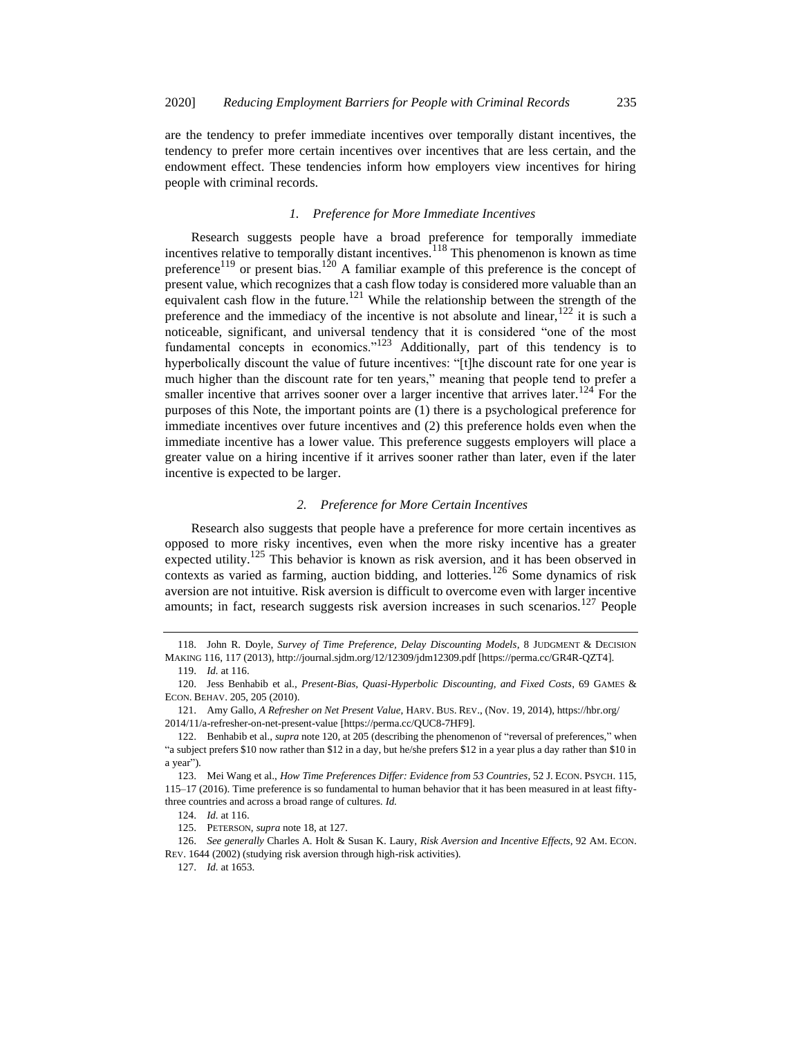are the tendency to prefer immediate incentives over temporally distant incentives, the tendency to prefer more certain incentives over incentives that are less certain, and the endowment effect. These tendencies inform how employers view incentives for hiring people with criminal records.

### *1. Preference for More Immediate Incentives*

Research suggests people have a broad preference for temporally immediate incentives relative to temporally distant incentives.[118] This phenomenon is known as time preference[119] or present bias.[120] A familiar example of this preference is the concept of present value, which recognizes that a cash flow today is considered more valuable than an equivalent cash flow in the future.[121] While the relationship between the strength of the preference and the immediacy of the incentive is not absolute and linear,[122] it is such a noticeable, significant, and universal tendency that it is considered "one of the most fundamental concepts in economics."[123] Additionally, part of this tendency is to hyperbolically discount the value of future incentives: "[t]he discount rate for one year is much higher than the discount rate for ten years," meaning that people tend to prefer a smaller incentive that arrives sooner over a larger incentive that arrives later.[124] For the purposes of this Note, the important points are (1) there is a psychological preference for immediate incentives over future incentives and (2) this preference holds even when the immediate incentive has a lower value. This preference suggests employers will place a greater value on a hiring incentive if it arrives sooner rather than later, even if the later incentive is expected to be larger.

### *2. Preference for More Certain Incentives*

Research also suggests that people have a preference for more certain incentives as opposed to more risky incentives, even when the more risky incentive has a greater expected utility.[125] This behavior is known as risk aversion, and it has been observed in contexts as varied as farming, auction bidding, and lotteries.[126] Some dynamics of risk aversion are not intuitive. Risk aversion is difficult to overcome even with larger incentive amounts; in fact, research suggests risk aversion increases in such scenarios.[127] People

---

118. John R. Doyle, *Survey of Time Preference, Delay Discounting Models*, 8 JUDGMENT & DECISION MAKING 116, 117 (2013), http://journal.sjdm.org/12/12309/jdm12309.pdf [https://perma.cc/GR4R-QZT4].

119. *Id.* at 116.

120. Jess Benhabib et al., *Present-Bias, Quasi-Hyperbolic Discounting, and Fixed Costs*, 69 GAMES & ECON. BEHAV. 205, 205 (2010).

121. Amy Gallo, *A Refresher on Net Present Value*, HARV. BUS. REV., (Nov. 19, 2014), https://hbr.org/2014/11/a-refresher-on-net-present-value [https://perma.cc/QUC8-7HF9].

122. Benhabib et al., *supra* note 120, at 205 (describing the phenomenon of "reversal of preferences," when "a subject prefers $10 now rather than $12 in a day, but he/she prefers $12 in a year plus a day rather than $10 in a year").

123. Mei Wang et al., *How Time Preferences Differ: Evidence from 53 Countries*, 52 J. ECON. PSYCH. 115, 115–17 (2016). Time preference is so fundamental to human behavior that it has been measured in at least fifty-three countries and across a broad range of cultures. *Id.*

124. *Id.* at 116.

125. PETERSON, *supra* note 18, at 127.

126. *See generally* Charles A. Holt & Susan K. Laury, *Risk Aversion and Incentive Effects*, 92 AM. ECON. REV. 1644 (2002) (studying risk aversion through high-risk activities).

127. *Id.* at 1653.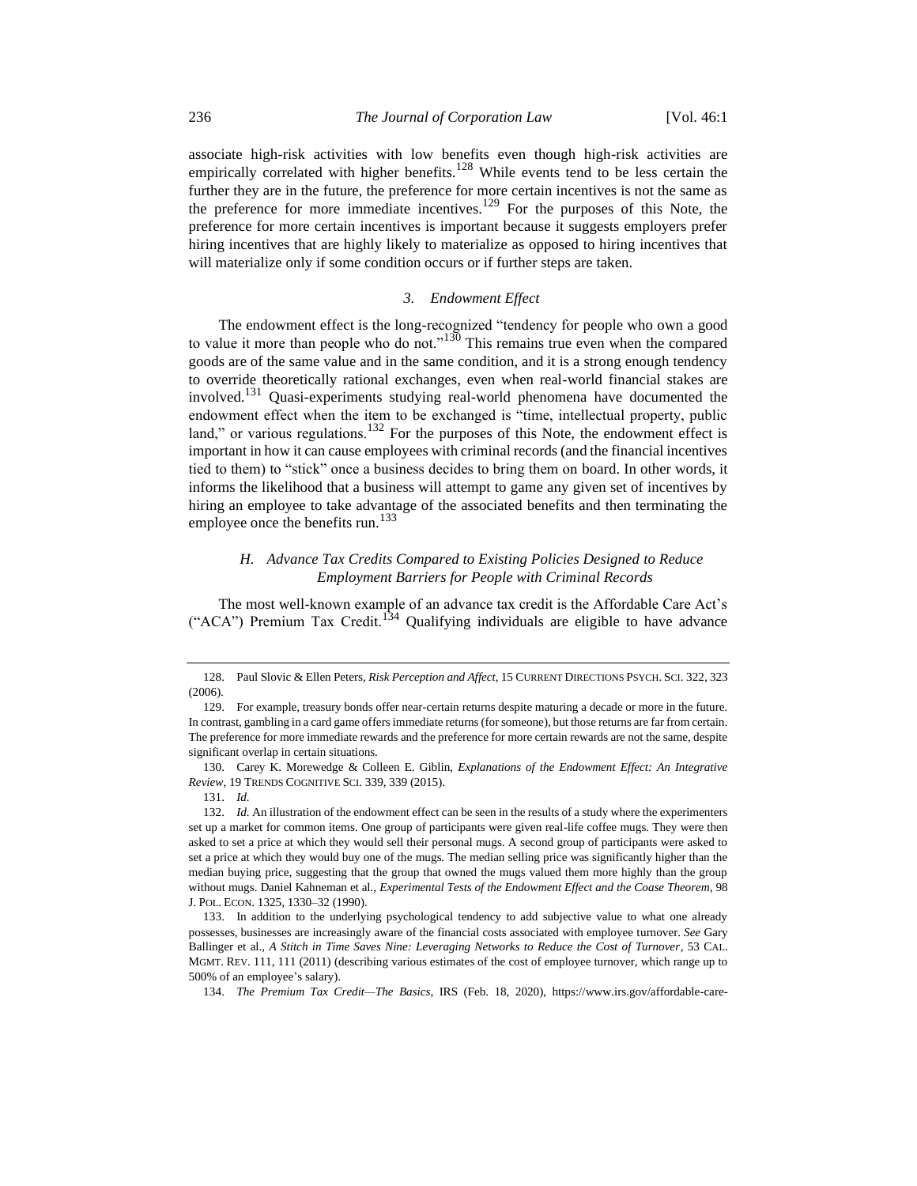associate high-risk activities with low benefits even though high-risk activities are empirically correlated with higher benefits.[128] While events tend to be less certain the further they are in the future, the preference for more certain incentives is not the same as the preference for more immediate incentives.[129] For the purposes of this Note, the preference for more certain incentives is important because it suggests employers prefer hiring incentives that are highly likely to materialize as opposed to hiring incentives that will materialize only if some condition occurs or if further steps are taken.

#### *3. Endowment Effect*

The endowment effect is the long-recognized "tendency for people who own a good to value it more than people who do not."[130] This remains true even when the compared goods are of the same value and in the same condition, and it is a strong enough tendency to override theoretically rational exchanges, even when real-world financial stakes are involved.[131] Quasi-experiments studying real-world phenomena have documented the endowment effect when the item to be exchanged is "time, intellectual property, public land," or various regulations.[132] For the purposes of this Note, the endowment effect is important in how it can cause employees with criminal records (and the financial incentives tied to them) to "stick" once a business decides to bring them on board. In other words, it informs the likelihood that a business will attempt to game any given set of incentives by hiring an employee to take advantage of the associated benefits and then terminating the employee once the benefits run.[133]

### *H. Advance Tax Credits Compared to Existing Policies Designed to Reduce Employment Barriers for People with Criminal Records*

The most well-known example of an advance tax credit is the Affordable Care Act's ("ACA") Premium Tax Credit.[134] Qualifying individuals are eligible to have advance

---

128. Paul Slovic & Ellen Peters, *Risk Perception and Affect*, 15 CURRENT DIRECTIONS PSYCH. SCI. 322, 323 (2006).

129. For example, treasury bonds offer near-certain returns despite maturing a decade or more in the future. In contrast, gambling in a card game offers immediate returns (for someone), but those returns are far from certain. The preference for more immediate rewards and the preference for more certain rewards are not the same, despite significant overlap in certain situations.

130. Carey K. Morewedge & Colleen E. Giblin, *Explanations of the Endowment Effect: An Integrative Review*, 19 TRENDS COGNITIVE SCI. 339, 339 (2015).

131. *Id.*

132. *Id.* An illustration of the endowment effect can be seen in the results of a study where the experimenters set up a market for common items. One group of participants were given real-life coffee mugs. They were then asked to set a price at which they would sell their personal mugs. A second group of participants were asked to set a price at which they would buy one of the mugs. The median selling price was significantly higher than the median buying price, suggesting that the group that owned the mugs valued them more highly than the group without mugs. Daniel Kahneman et al., *Experimental Tests of the Endowment Effect and the Coase Theorem*, 98 J. POL. ECON. 1325, 1330–32 (1990).

133. In addition to the underlying psychological tendency to add subjective value to what one already possesses, businesses are increasingly aware of the financial costs associated with employee turnover. *See* Gary Ballinger et al., *A Stitch in Time Saves Nine: Leveraging Networks to Reduce the Cost of Turnover*, 53 CAL. MGMT. REV. 111, 111 (2011) (describing various estimates of the cost of employee turnover, which range up to 500% of an employee's salary).

134. *The Premium Tax Credit—The Basics*, IRS (Feb. 18, 2020), https://www.irs.gov/affordable-care-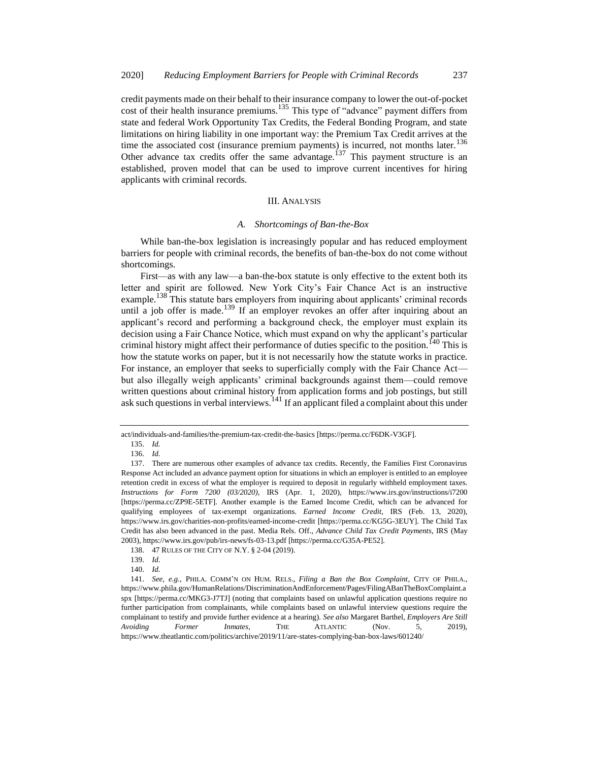credit payments made on their behalf to their insurance company to lower the out-of-pocket cost of their health insurance premiums.[135] This type of "advance" payment differs from state and federal Work Opportunity Tax Credits, the Federal Bonding Program, and state limitations on hiring liability in one important way: the Premium Tax Credit arrives at the time the associated cost (insurance premium payments) is incurred, not months later.[136] Other advance tax credits offer the same advantage.[137] This payment structure is an established, proven model that can be used to improve current incentives for hiring applicants with criminal records.

## III. Analysis

### *A. Shortcomings of Ban-the-Box*

While ban-the-box legislation is increasingly popular and has reduced employment barriers for people with criminal records, the benefits of ban-the-box do not come without shortcomings.

First—as with any law—a ban-the-box statute is only effective to the extent both its letter and spirit are followed. New York City's Fair Chance Act is an instructive example.[138] This statute bars employers from inquiring about applicants' criminal records until a job offer is made.[139] If an employer revokes an offer after inquiring about an applicant's record and performing a background check, the employer must explain its decision using a Fair Chance Notice, which must expand on why the applicant's particular criminal history might affect their performance of duties specific to the position.[140] This is how the statute works on paper, but it is not necessarily how the statute works in practice. For instance, an employer that seeks to superficially comply with the Fair Chance Act—but also illegally weigh applicants' criminal backgrounds against them—could remove written questions about criminal history from application forms and job postings, but still ask such questions in verbal interviews.[141] If an applicant filed a complaint about this under

---

act/individuals-and-families/the-premium-tax-credit-the-basics [https://perma.cc/F6DK-V3GF].

135. *Id.*

136. *Id.*

137. There are numerous other examples of advance tax credits. Recently, the Families First Coronavirus Response Act included an advance payment option for situations in which an employer is entitled to an employee retention credit in excess of what the employer is required to deposit in regularly withheld employment taxes. *Instructions for Form 7200 (03/2020)*, IRS (Apr. 1, 2020), https://www.irs.gov/instructions/i7200 [https://perma.cc/ZP9E-5ETF]. Another example is the Earned Income Credit, which can be advanced for qualifying employees of tax-exempt organizations. *Earned Income Credit*, IRS (Feb. 13, 2020), https://www.irs.gov/charities-non-profits/earned-income-credit [https://perma.cc/KG5G-3EUY]. The Child Tax Credit has also been advanced in the past. Media Rels. Off., *Advance Child Tax Credit Payments*, IRS (May 2003), https://www.irs.gov/pub/irs-news/fs-03-13.pdf [https://perma.cc/G35A-PE52].

138. 47 RULES OF THE CITY OF N.Y. § 2-04 (2019).

139. *Id.*

140. *Id.*

141. *See, e.g.*, PHILA. COMM'N ON HUM. RELS., *Filing a Ban the Box Complaint*, CITY OF PHILA., https://www.phila.gov/HumanRelations/DiscriminationAndEnforcement/Pages/FilingABanTheBoxComplaint.aspx [https://perma.cc/MKG3-J7TJ] (noting that complaints based on unlawful application questions require no further participation from complainants, while complaints based on unlawful interview questions require the complainant to testify and provide further evidence at a hearing). *See also* Margaret Barthel, *Employers Are Still Avoiding Former Inmates*, THE ATLANTIC (Nov. 5, 2019), https://www.theatlantic.com/politics/archive/2019/11/are-states-complying-ban-box-laws/601240/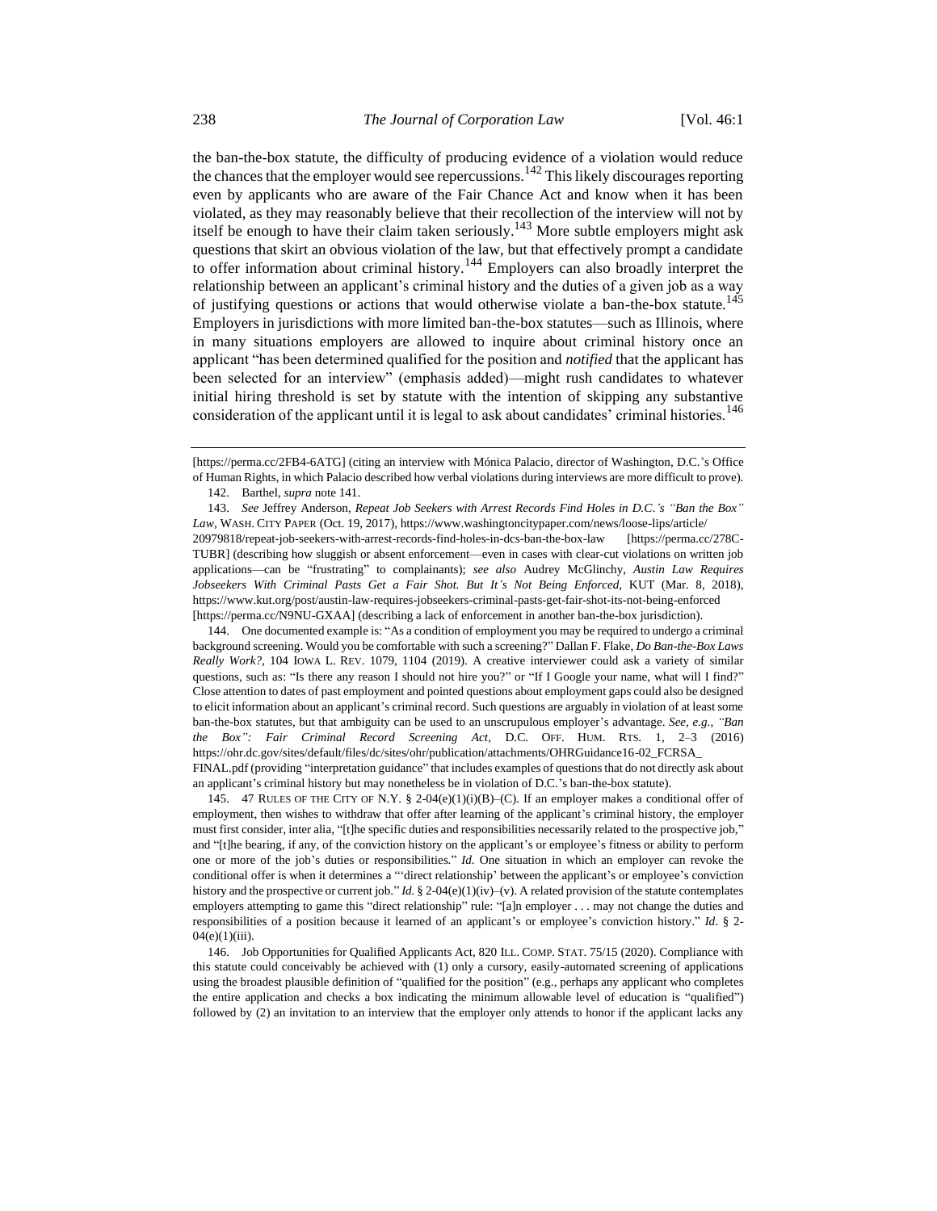the ban-the-box statute, the difficulty of producing evidence of a violation would reduce the chances that the employer would see repercussions.[142] This likely discourages reporting even by applicants who are aware of the Fair Chance Act and know when it has been violated, as they may reasonably believe that their recollection of the interview will not by itself be enough to have their claim taken seriously.[143] More subtle employers might ask questions that skirt an obvious violation of the law, but that effectively prompt a candidate to offer information about criminal history.[144] Employers can also broadly interpret the relationship between an applicant's criminal history and the duties of a given job as a way of justifying questions or actions that would otherwise violate a ban-the-box statute.[145] Employers in jurisdictions with more limited ban-the-box statutes—such as Illinois, where in many situations employers are allowed to inquire about criminal history once an applicant "has been determined qualified for the position and *notified* that the applicant has been selected for an interview" (emphasis added)—might rush candidates to whatever initial hiring threshold is set by statute with the intention of skipping any substantive consideration of the applicant until it is legal to ask about candidates' criminal histories.[146]

---

[https://perma.cc/2FB4-6ATG] (citing an interview with Mónica Palacio, director of Washington, D.C.'s Office of Human Rights, in which Palacio described how verbal violations during interviews are more difficult to prove).

142. Barthel, *supra* note 141.

143. *See* Jeffrey Anderson, *Repeat Job Seekers with Arrest Records Find Holes in D.C.'s "Ban the Box" Law*, WASH. CITY PAPER (Oct. 19, 2017), https://www.washingtoncitypaper.com/news/loose-lips/article/20979818/repeat-job-seekers-with-arrest-records-find-holes-in-dcs-ban-the-box-law [https://perma.cc/278C-TUBR] (describing how sluggish or absent enforcement—even in cases with clear-cut violations on written job applications—can be "frustrating" to complainants); *see also* Audrey McGlinchy, *Austin Law Requires Jobseekers With Criminal Pasts Get a Fair Shot. But It's Not Being Enforced*, KUT (Mar. 8, 2018), https://www.kut.org/post/austin-law-requires-jobseekers-criminal-pasts-get-fair-shot-its-not-being-enforced [https://perma.cc/N9NU-GXAA] (describing a lack of enforcement in another ban-the-box jurisdiction).

144. One documented example is: "As a condition of employment you may be required to undergo a criminal background screening. Would you be comfortable with such a screening?" Dallan F. Flake, *Do Ban-the-Box Laws Really Work?*, 104 IOWA L. REV. 1079, 1104 (2019). A creative interviewer could ask a variety of similar questions, such as: "Is there any reason I should not hire you?" or "If I Google your name, what will I find?" Close attention to dates of past employment and pointed questions about employment gaps could also be designed to elicit information about an applicant's criminal record. Such questions are arguably in violation of at least some ban-the-box statutes, but that ambiguity can be used to an unscrupulous employer's advantage. *See, e.g.*, *"Ban the Box": Fair Criminal Record Screening Act*, D.C. OFF. HUM. RTS. 1, 2–3 (2016) https://ohr.dc.gov/sites/default/files/dc/sites/ohr/publication/attachments/OHRGuidance16-02_FCRSA_FINAL.pdf (providing "interpretation guidance" that includes examples of questions that do not directly ask about an applicant's criminal history but may nonetheless be in violation of D.C.'s ban-the-box statute).

145. 47 RULES OF THE CITY OF N.Y. § 2-04(e)(1)(i)(B)–(C). If an employer makes a conditional offer of employment, then wishes to withdraw that offer after learning of the applicant's criminal history, the employer must first consider, inter alia, "[t]he specific duties and responsibilities necessarily related to the prospective job," and "[t]he bearing, if any, of the conviction history on the applicant's or employee's fitness or ability to perform one or more of the job's duties or responsibilities." *Id.* One situation in which an employer can revoke the conditional offer is when it determines a "'direct relationship' between the applicant's or employee's conviction history and the prospective or current job." *Id.* § 2-04(e)(1)(iv)–(v). A related provision of the statute contemplates employers attempting to game this "direct relationship" rule: "[a]n employer . . . may not change the duties and responsibilities of a position because it learned of an applicant's or employee's conviction history." *Id*. § 2-04(e)(1)(iii).

146. Job Opportunities for Qualified Applicants Act, 820 ILL. COMP. STAT. 75/15 (2020). Compliance with this statute could conceivably be achieved with (1) only a cursory, easily-automated screening of applications using the broadest plausible definition of "qualified for the position" (e.g., perhaps any applicant who completes the entire application and checks a box indicating the minimum allowable level of education is "qualified") followed by (2) an invitation to an interview that the employer only attends to honor if the applicant lacks any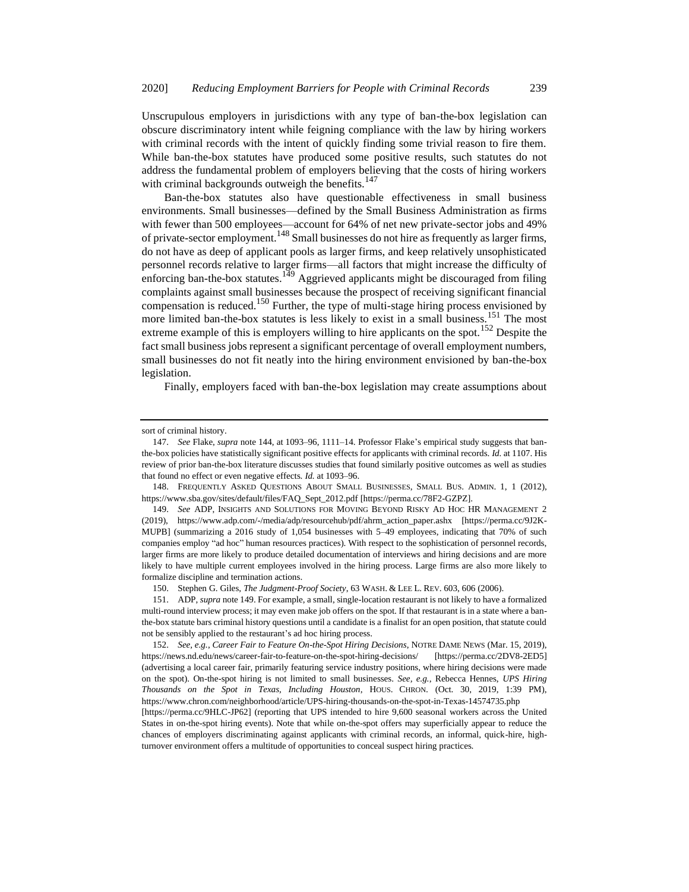Unscrupulous employers in jurisdictions with any type of ban-the-box legislation can obscure discriminatory intent while feigning compliance with the law by hiring workers with criminal records with the intent of quickly finding some trivial reason to fire them. While ban-the-box statutes have produced some positive results, such statutes do not address the fundamental problem of employers believing that the costs of hiring workers with criminal backgrounds outweigh the benefits.[147]

Ban-the-box statutes also have questionable effectiveness in small business environments. Small businesses—defined by the Small Business Administration as firms with fewer than 500 employees—account for 64% of net new private-sector jobs and 49% of private-sector employment.[148] Small businesses do not hire as frequently as larger firms, do not have as deep of applicant pools as larger firms, and keep relatively unsophisticated personnel records relative to larger firms—all factors that might increase the difficulty of enforcing ban-the-box statutes.[149] Aggrieved applicants might be discouraged from filing complaints against small businesses because the prospect of receiving significant financial compensation is reduced.[150] Further, the type of multi-stage hiring process envisioned by more limited ban-the-box statutes is less likely to exist in a small business.[151] The most extreme example of this is employers willing to hire applicants on the spot.[152] Despite the fact small business jobs represent a significant percentage of overall employment numbers, small businesses do not fit neatly into the hiring environment envisioned by ban-the-box legislation.

Finally, employers faced with ban-the-box legislation may create assumptions about

---

sort of criminal history.

147. *See* Flake, *supra* note 144, at 1093–96, 1111–14. Professor Flake's empirical study suggests that ban-the-box policies have statistically significant positive effects for applicants with criminal records. *Id.* at 1107. His review of prior ban-the-box literature discusses studies that found similarly positive outcomes as well as studies that found no effect or even negative effects. *Id.* at 1093–96.

148. FREQUENTLY ASKED QUESTIONS ABOUT SMALL BUSINESSES, SMALL BUS. ADMIN. 1, 1 (2012), https://www.sba.gov/sites/default/files/FAQ_Sept_2012.pdf [https://perma.cc/78F2-GZPZ].

149. *See* ADP, INSIGHTS AND SOLUTIONS FOR MOVING BEYOND RISKY AD HOC HR MANAGEMENT 2 (2019), https://www.adp.com/-/media/adp/resourcehub/pdf/ahrm_action_paper.ashx [https://perma.cc/9J2K-MUPB] (summarizing a 2016 study of 1,054 businesses with 5–49 employees, indicating that 70% of such companies employ "ad hoc" human resources practices). With respect to the sophistication of personnel records, larger firms are more likely to produce detailed documentation of interviews and hiring decisions and are more likely to have multiple current employees involved in the hiring process. Large firms are also more likely to formalize discipline and termination actions.

150. Stephen G. Giles, *The Judgment-Proof Society*, 63 WASH. & LEE L. REV. 603, 606 (2006).

151. ADP, *supra* note 149. For example, a small, single-location restaurant is not likely to have a formalized multi-round interview process; it may even make job offers on the spot. If that restaurant is in a state where a ban-the-box statute bars criminal history questions until a candidate is a finalist for an open position, that statute could not be sensibly applied to the restaurant's ad hoc hiring process.

152. *See, e.g.*, *Career Fair to Feature On-the-Spot Hiring Decisions*, NOTRE DAME NEWS (Mar. 15, 2019), https://news.nd.edu/news/career-fair-to-feature-on-the-spot-hiring-decisions/ [https://perma.cc/2DV8-2ED5] (advertising a local career fair, primarily featuring service industry positions, where hiring decisions were made on the spot). On-the-spot hiring is not limited to small businesses. *See, e.g.*, Rebecca Hennes, *UPS Hiring Thousands on the Spot in Texas, Including Houston*, HOUS. CHRON. (Oct. 30, 2019, 1:39 PM), https://www.chron.com/neighborhood/article/UPS-hiring-thousands-on-the-spot-in-Texas-14574735.php [https://perma.cc/9HLC-JP62] (reporting that UPS intended to hire 9,600 seasonal workers across the United States in on-the-spot hiring events). Note that while on-the-spot offers may superficially appear to reduce the chances of employers discriminating against applicants with criminal records, an informal, quick-hire, high-turnover environment offers a multitude of opportunities to conceal suspect hiring practices.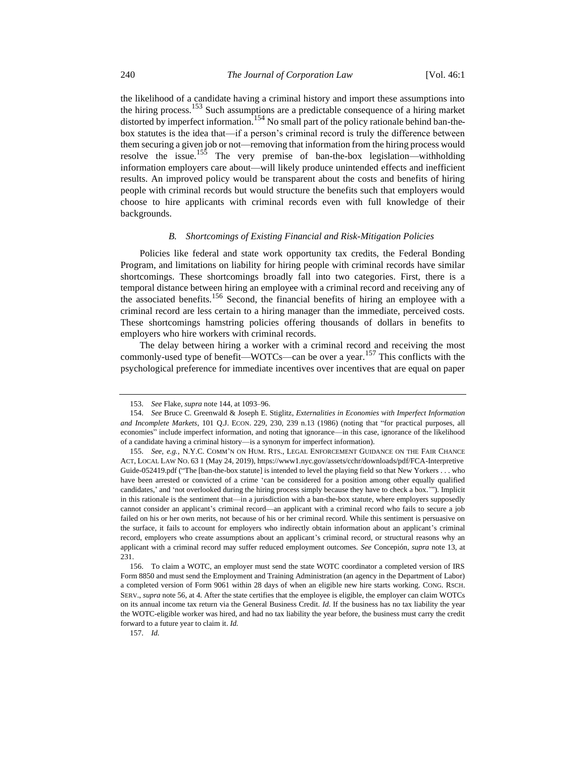the likelihood of a candidate having a criminal history and import these assumptions into the hiring process.[153] Such assumptions are a predictable consequence of a hiring market distorted by imperfect information.[154] No small part of the policy rationale behind ban-the-box statutes is the idea that—if a person's criminal record is truly the difference between them securing a given job or not—removing that information from the hiring process would resolve the issue.[155] The very premise of ban-the-box legislation—withholding information employers care about—will likely produce unintended effects and inefficient results. An improved policy would be transparent about the costs and benefits of hiring people with criminal records but would structure the benefits such that employers would choose to hire applicants with criminal records even with full knowledge of their backgrounds.

### *B. Shortcomings of Existing Financial and Risk-Mitigation Policies*

Policies like federal and state work opportunity tax credits, the Federal Bonding Program, and limitations on liability for hiring people with criminal records have similar shortcomings. These shortcomings broadly fall into two categories. First, there is a temporal distance between hiring an employee with a criminal record and receiving any of the associated benefits.[156] Second, the financial benefits of hiring an employee with a criminal record are less certain to a hiring manager than the immediate, perceived costs. These shortcomings hamstring policies offering thousands of dollars in benefits to employers who hire workers with criminal records.

The delay between hiring a worker with a criminal record and receiving the most commonly-used type of benefit—WOTCs—can be over a year.[157] This conflicts with the psychological preference for immediate incentives over incentives that are equal on paper

---

153. *See* Flake, *supra* note 144, at 1093–96.

154. *See* Bruce C. Greenwald & Joseph E. Stiglitz, *Externalities in Economies with Imperfect Information and Incomplete Markets*, 101 Q.J. ECON. 229, 230, 239 n.13 (1986) (noting that "for practical purposes, all economies" include imperfect information, and noting that ignorance—in this case, ignorance of the likelihood of a candidate having a criminal history—is a synonym for imperfect information).

155. *See, e.g.*, N.Y.C. COMM'N ON HUM. RTS., LEGAL ENFORCEMENT GUIDANCE ON THE FAIR CHANCE ACT, LOCAL LAW NO. 63 1 (May 24, 2019), https://www1.nyc.gov/assets/cchr/downloads/pdf/FCA-Interpretive Guide-052419.pdf ("The [ban-the-box statute] is intended to level the playing field so that New Yorkers . . . who have been arrested or convicted of a crime 'can be considered for a position among other equally qualified candidates,' and 'not overlooked during the hiring process simply because they have to check a box.'"). Implicit in this rationale is the sentiment that—in a jurisdiction with a ban-the-box statute, where employers supposedly cannot consider an applicant's criminal record—an applicant with a criminal record who fails to secure a job failed on his or her own merits, not because of his or her criminal record. While this sentiment is persuasive on the surface, it fails to account for employers who indirectly obtain information about an applicant's criminal record, employers who create assumptions about an applicant's criminal record, or structural reasons why an applicant with a criminal record may suffer reduced employment outcomes. *See* Concepión, *supra* note 13, at 231.

156. To claim a WOTC, an employer must send the state WOTC coordinator a completed version of IRS Form 8850 and must send the Employment and Training Administration (an agency in the Department of Labor) a completed version of Form 9061 within 28 days of when an eligible new hire starts working. CONG. RSCH. SERV., *supra* note 56, at 4. After the state certifies that the employee is eligible, the employer can claim WOTCs on its annual income tax return via the General Business Credit. *Id.* If the business has no tax liability the year the WOTC-eligible worker was hired, and had no tax liability the year before, the business must carry the credit forward to a future year to claim it. *Id.*

157. *Id.*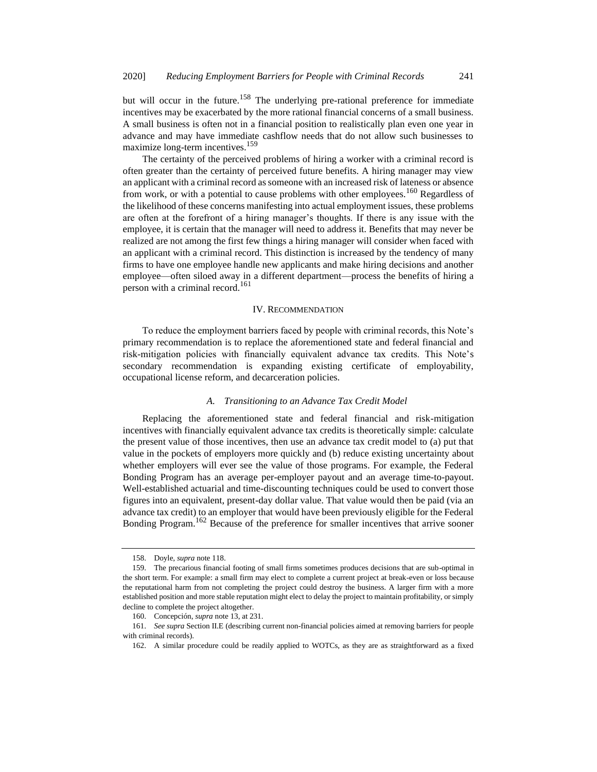but will occur in the future.[158] The underlying pre-rational preference for immediate incentives may be exacerbated by the more rational financial concerns of a small business. A small business is often not in a financial position to realistically plan even one year in advance and may have immediate cashflow needs that do not allow such businesses to maximize long-term incentives.[159]

The certainty of the perceived problems of hiring a worker with a criminal record is often greater than the certainty of perceived future benefits. A hiring manager may view an applicant with a criminal record as someone with an increased risk of lateness or absence from work, or with a potential to cause problems with other employees.[160] Regardless of the likelihood of these concerns manifesting into actual employment issues, these problems are often at the forefront of a hiring manager's thoughts. If there is any issue with the employee, it is certain that the manager will need to address it. Benefits that may never be realized are not among the first few things a hiring manager will consider when faced with an applicant with a criminal record. This distinction is increased by the tendency of many firms to have one employee handle new applicants and make hiring decisions and another employee—often siloed away in a different department—process the benefits of hiring a person with a criminal record.[161]

## IV. RECOMMENDATION

To reduce the employment barriers faced by people with criminal records, this Note's primary recommendation is to replace the aforementioned state and federal financial and risk-mitigation policies with financially equivalent advance tax credits. This Note's secondary recommendation is expanding existing certificate of employability, occupational license reform, and decarceration policies.

### *A. Transitioning to an Advance Tax Credit Model*

Replacing the aforementioned state and federal financial and risk-mitigation incentives with financially equivalent advance tax credits is theoretically simple: calculate the present value of those incentives, then use an advance tax credit model to (a) put that value in the pockets of employers more quickly and (b) reduce existing uncertainty about whether employers will ever see the value of those programs. For example, the Federal Bonding Program has an average per-employer payout and an average time-to-payout. Well-established actuarial and time-discounting techniques could be used to convert those figures into an equivalent, present-day dollar value. That value would then be paid (via an advance tax credit) to an employer that would have been previously eligible for the Federal Bonding Program.[162] Because of the preference for smaller incentives that arrive sooner

---

158. Doyle, *supra* note 118.

159. The precarious financial footing of small firms sometimes produces decisions that are sub-optimal in the short term. For example: a small firm may elect to complete a current project at break-even or loss because the reputational harm from not completing the project could destroy the business. A larger firm with a more established position and more stable reputation might elect to delay the project to maintain profitability, or simply decline to complete the project altogether.

160. Concepción, *supra* note 13, at 231.

161. *See supra* Section II.E (describing current non-financial policies aimed at removing barriers for people with criminal records).

162. A similar procedure could be readily applied to WOTCs, as they are as straightforward as a fixed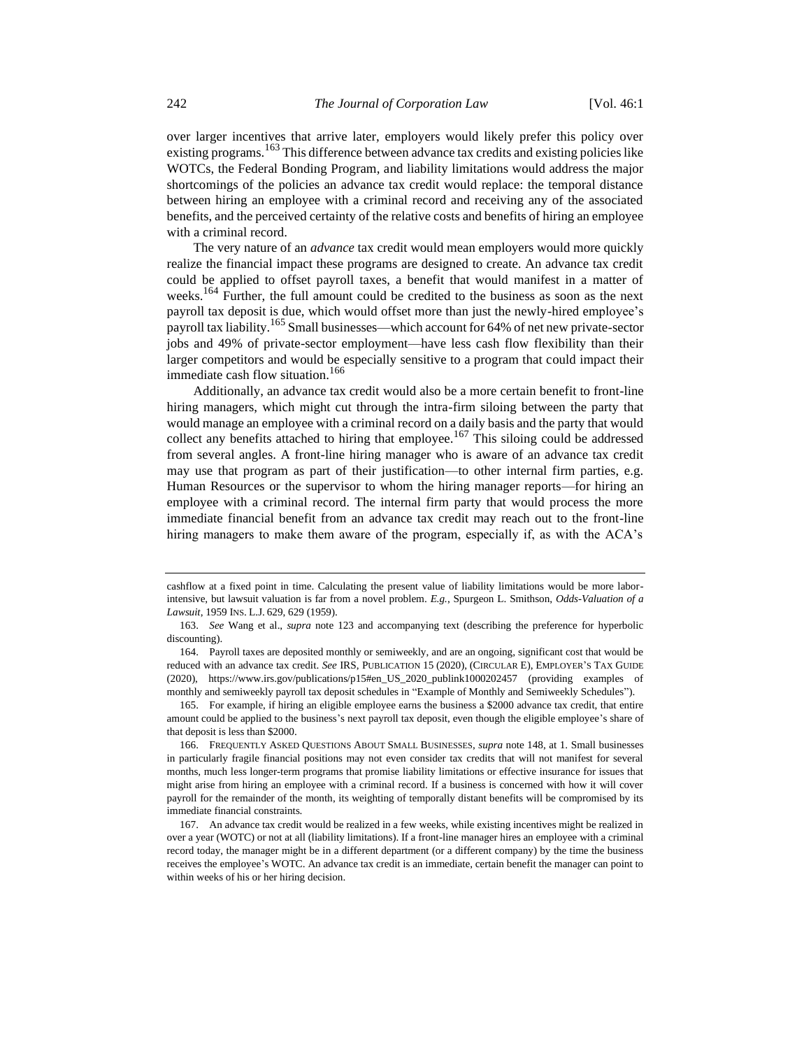over larger incentives that arrive later, employers would likely prefer this policy over existing programs.[163] This difference between advance tax credits and existing policies like WOTCs, the Federal Bonding Program, and liability limitations would address the major shortcomings of the policies an advance tax credit would replace: the temporal distance between hiring an employee with a criminal record and receiving any of the associated benefits, and the perceived certainty of the relative costs and benefits of hiring an employee with a criminal record.

The very nature of an *advance* tax credit would mean employers would more quickly realize the financial impact these programs are designed to create. An advance tax credit could be applied to offset payroll taxes, a benefit that would manifest in a matter of weeks.[164] Further, the full amount could be credited to the business as soon as the next payroll tax deposit is due, which would offset more than just the newly-hired employee's payroll tax liability.[165] Small businesses—which account for 64% of net new private-sector jobs and 49% of private-sector employment—have less cash flow flexibility than their larger competitors and would be especially sensitive to a program that could impact their immediate cash flow situation.[166]

Additionally, an advance tax credit would also be a more certain benefit to front-line hiring managers, which might cut through the intra-firm siloing between the party that would manage an employee with a criminal record on a daily basis and the party that would collect any benefits attached to hiring that employee.[167] This siloing could be addressed from several angles. A front-line hiring manager who is aware of an advance tax credit may use that program as part of their justification—to other internal firm parties, e.g. Human Resources or the supervisor to whom the hiring manager reports—for hiring an employee with a criminal record. The internal firm party that would process the more immediate financial benefit from an advance tax credit may reach out to the front-line hiring managers to make them aware of the program, especially if, as with the ACA's

---

cashflow at a fixed point in time. Calculating the present value of liability limitations would be more labor-intensive, but lawsuit valuation is far from a novel problem. *E.g.*, Spurgeon L. Smithson, *Odds-Valuation of a Lawsuit*, 1959 INS. L.J. 629, 629 (1959).

163. *See* Wang et al., *supra* note 123 and accompanying text (describing the preference for hyperbolic discounting).

164. Payroll taxes are deposited monthly or semiweekly, and are an ongoing, significant cost that would be reduced with an advance tax credit. *See* IRS, PUBLICATION 15 (2020), (CIRCULAR E), EMPLOYER'S TAX GUIDE (2020), https://www.irs.gov/publications/p15#en_US_2020_publink1000202457 (providing examples of monthly and semiweekly payroll tax deposit schedules in "Example of Monthly and Semiweekly Schedules").

165. For example, if hiring an eligible employee earns the business a $2000 advance tax credit, that entire amount could be applied to the business's next payroll tax deposit, even though the eligible employee's share of that deposit is less than $2000.

166. FREQUENTLY ASKED QUESTIONS ABOUT SMALL BUSINESSES, *supra* note 148, at 1. Small businesses in particularly fragile financial positions may not even consider tax credits that will not manifest for several months, much less longer-term programs that promise liability limitations or effective insurance for issues that might arise from hiring an employee with a criminal record. If a business is concerned with how it will cover payroll for the remainder of the month, its weighting of temporally distant benefits will be compromised by its immediate financial constraints.

167. An advance tax credit would be realized in a few weeks, while existing incentives might be realized in over a year (WOTC) or not at all (liability limitations). If a front-line manager hires an employee with a criminal record today, the manager might be in a different department (or a different company) by the time the business receives the employee's WOTC. An advance tax credit is an immediate, certain benefit the manager can point to within weeks of his or her hiring decision.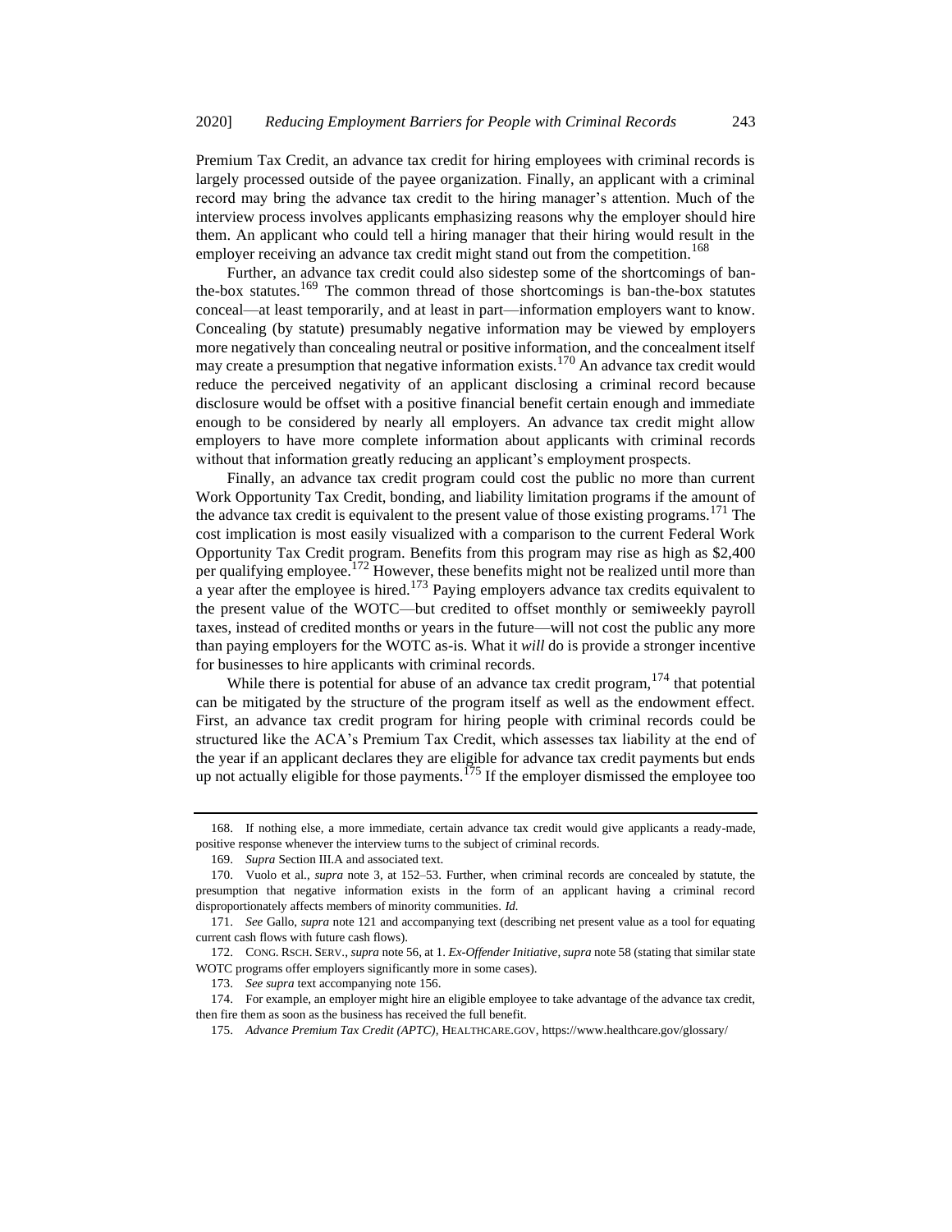Premium Tax Credit, an advance tax credit for hiring employees with criminal records is largely processed outside of the payee organization. Finally, an applicant with a criminal record may bring the advance tax credit to the hiring manager's attention. Much of the interview process involves applicants emphasizing reasons why the employer should hire them. An applicant who could tell a hiring manager that their hiring would result in the employer receiving an advance tax credit might stand out from the competition.[168]

Further, an advance tax credit could also sidestep some of the shortcomings of ban-the-box statutes.[169] The common thread of those shortcomings is ban-the-box statutes conceal—at least temporarily, and at least in part—information employers want to know. Concealing (by statute) presumably negative information may be viewed by employers more negatively than concealing neutral or positive information, and the concealment itself may create a presumption that negative information exists.[170] An advance tax credit would reduce the perceived negativity of an applicant disclosing a criminal record because disclosure would be offset with a positive financial benefit certain enough and immediate enough to be considered by nearly all employers. An advance tax credit might allow employers to have more complete information about applicants with criminal records without that information greatly reducing an applicant's employment prospects.

Finally, an advance tax credit program could cost the public no more than current Work Opportunity Tax Credit, bonding, and liability limitation programs if the amount of the advance tax credit is equivalent to the present value of those existing programs.[171] The cost implication is most easily visualized with a comparison to the current Federal Work Opportunity Tax Credit program. Benefits from this program may rise as high as $2,400 per qualifying employee.[172] However, these benefits might not be realized until more than a year after the employee is hired.[173] Paying employers advance tax credits equivalent to the present value of the WOTC—but credited to offset monthly or semiweekly payroll taxes, instead of credited months or years in the future—will not cost the public any more than paying employers for the WOTC as-is. What it *will* do is provide a stronger incentive for businesses to hire applicants with criminal records.

While there is potential for abuse of an advance tax credit program,[174] that potential can be mitigated by the structure of the program itself as well as the endowment effect. First, an advance tax credit program for hiring people with criminal records could be structured like the ACA's Premium Tax Credit, which assesses tax liability at the end of the year if an applicant declares they are eligible for advance tax credit payments but ends up not actually eligible for those payments.[175] If the employer dismissed the employee too

---

168. If nothing else, a more immediate, certain advance tax credit would give applicants a ready-made, positive response whenever the interview turns to the subject of criminal records.

169. *Supra* Section III.A and associated text.

170. Vuolo et al., *supra* note 3, at 152–53. Further, when criminal records are concealed by statute, the presumption that negative information exists in the form of an applicant having a criminal record disproportionately affects members of minority communities. *Id.*

171. *See* Gallo, *supra* note 121 and accompanying text (describing net present value as a tool for equating current cash flows with future cash flows).

172. CONG. RSCH. SERV., *supra* note 56, at 1. *Ex-Offender Initiative*, *supra* note 58 (stating that similar state WOTC programs offer employers significantly more in some cases).

173. *See supra* text accompanying note 156.

174. For example, an employer might hire an eligible employee to take advantage of the advance tax credit, then fire them as soon as the business has received the full benefit.

175. *Advance Premium Tax Credit (APTC)*, HEALTHCARE.GOV, https://www.healthcare.gov/glossary/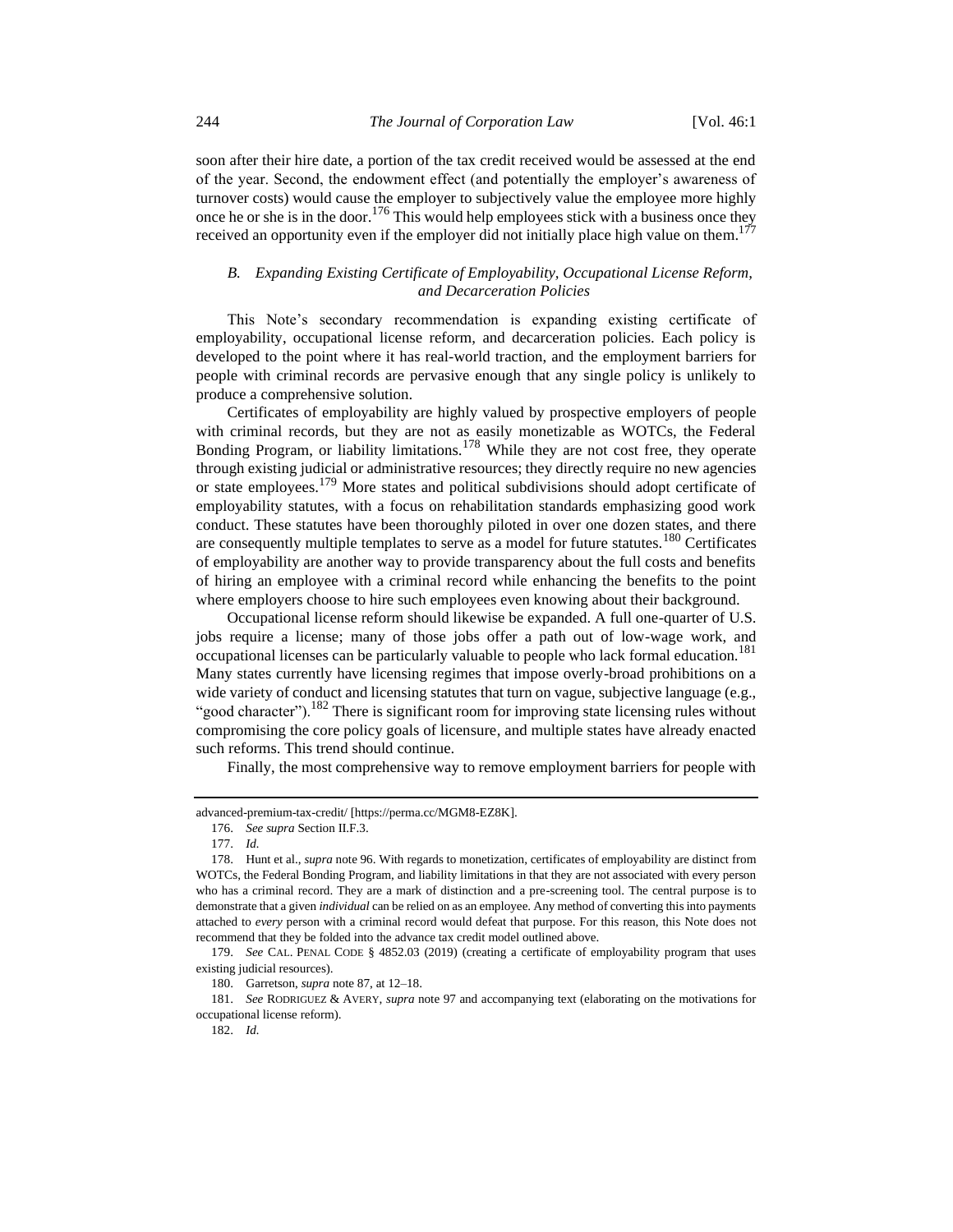soon after their hire date, a portion of the tax credit received would be assessed at the end of the year. Second, the endowment effect (and potentially the employer's awareness of turnover costs) would cause the employer to subjectively value the employee more highly once he or she is in the door.[176] This would help employees stick with a business once they received an opportunity even if the employer did not initially place high value on them.[177]

### *B. Expanding Existing Certificate of Employability, Occupational License Reform, and Decarceration Policies*

This Note's secondary recommendation is expanding existing certificate of employability, occupational license reform, and decarceration policies. Each policy is developed to the point where it has real-world traction, and the employment barriers for people with criminal records are pervasive enough that any single policy is unlikely to produce a comprehensive solution.

Certificates of employability are highly valued by prospective employers of people with criminal records, but they are not as easily monetizable as WOTCs, the Federal Bonding Program, or liability limitations.[178] While they are not cost free, they operate through existing judicial or administrative resources; they directly require no new agencies or state employees.[179] More states and political subdivisions should adopt certificate of employability statutes, with a focus on rehabilitation standards emphasizing good work conduct. These statutes have been thoroughly piloted in over one dozen states, and there are consequently multiple templates to serve as a model for future statutes.[180] Certificates of employability are another way to provide transparency about the full costs and benefits of hiring an employee with a criminal record while enhancing the benefits to the point where employers choose to hire such employees even knowing about their background.

Occupational license reform should likewise be expanded. A full one-quarter of U.S. jobs require a license; many of those jobs offer a path out of low-wage work, and occupational licenses can be particularly valuable to people who lack formal education.[181] Many states currently have licensing regimes that impose overly-broad prohibitions on a wide variety of conduct and licensing statutes that turn on vague, subjective language (e.g., "good character").[182] There is significant room for improving state licensing rules without compromising the core policy goals of licensure, and multiple states have already enacted such reforms. This trend should continue.

Finally, the most comprehensive way to remove employment barriers for people with

---

advanced-premium-tax-credit/ [https://perma.cc/MGM8-EZ8K].

176. *See supra* Section II.F.3.

177. *Id.*

178. Hunt et al., *supra* note 96. With regards to monetization, certificates of employability are distinct from WOTCs, the Federal Bonding Program, and liability limitations in that they are not associated with every person who has a criminal record. They are a mark of distinction and a pre-screening tool. The central purpose is to demonstrate that a given *individual* can be relied on as an employee. Any method of converting this into payments attached to *every* person with a criminal record would defeat that purpose. For this reason, this Note does not recommend that they be folded into the advance tax credit model outlined above.

179. *See* CAL. PENAL CODE § 4852.03 (2019) (creating a certificate of employability program that uses existing judicial resources).

180. Garretson, *supra* note 87, at 12–18.

181. *See* RODRIGUEZ & AVERY, *supra* note 97 and accompanying text (elaborating on the motivations for occupational license reform).

182. *Id.*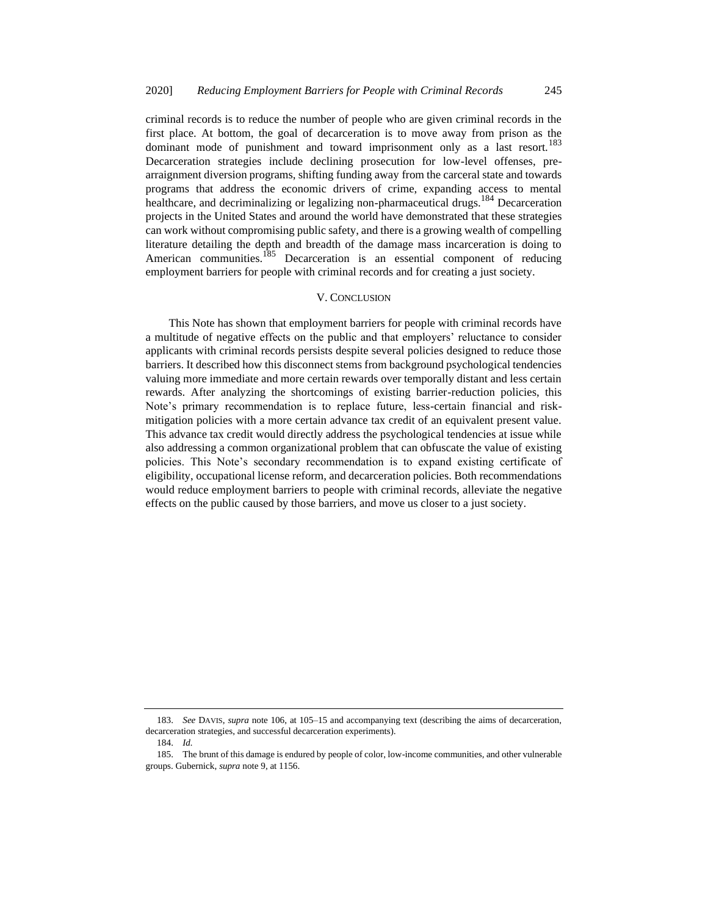criminal records is to reduce the number of people who are given criminal records in the first place. At bottom, the goal of decarceration is to move away from prison as the dominant mode of punishment and toward imprisonment only as a last resort.[183] Decarceration strategies include declining prosecution for low-level offenses, pre-arraignment diversion programs, shifting funding away from the carceral state and towards programs that address the economic drivers of crime, expanding access to mental healthcare, and decriminalizing or legalizing non-pharmaceutical drugs.[184] Decarceration projects in the United States and around the world have demonstrated that these strategies can work without compromising public safety, and there is a growing wealth of compelling literature detailing the depth and breadth of the damage mass incarceration is doing to American communities.[185] Decarceration is an essential component of reducing employment barriers for people with criminal records and for creating a just society.

## V. CONCLUSION

This Note has shown that employment barriers for people with criminal records have a multitude of negative effects on the public and that employers' reluctance to consider applicants with criminal records persists despite several policies designed to reduce those barriers. It described how this disconnect stems from background psychological tendencies valuing more immediate and more certain rewards over temporally distant and less certain rewards. After analyzing the shortcomings of existing barrier-reduction policies, this Note's primary recommendation is to replace future, less-certain financial and risk-mitigation policies with a more certain advance tax credit of an equivalent present value. This advance tax credit would directly address the psychological tendencies at issue while also addressing a common organizational problem that can obfuscate the value of existing policies. This Note's secondary recommendation is to expand existing certificate of eligibility, occupational license reform, and decarceration policies. Both recommendations would reduce employment barriers to people with criminal records, alleviate the negative effects on the public caused by those barriers, and move us closer to a just society.

---

183. *See* DAVIS, *supra* note 106, at 105–15 and accompanying text (describing the aims of decarceration, decarceration strategies, and successful decarceration experiments).

184. *Id.*

185. The brunt of this damage is endured by people of color, low-income communities, and other vulnerable groups. Gubernick, *supra* note 9, at 1156.